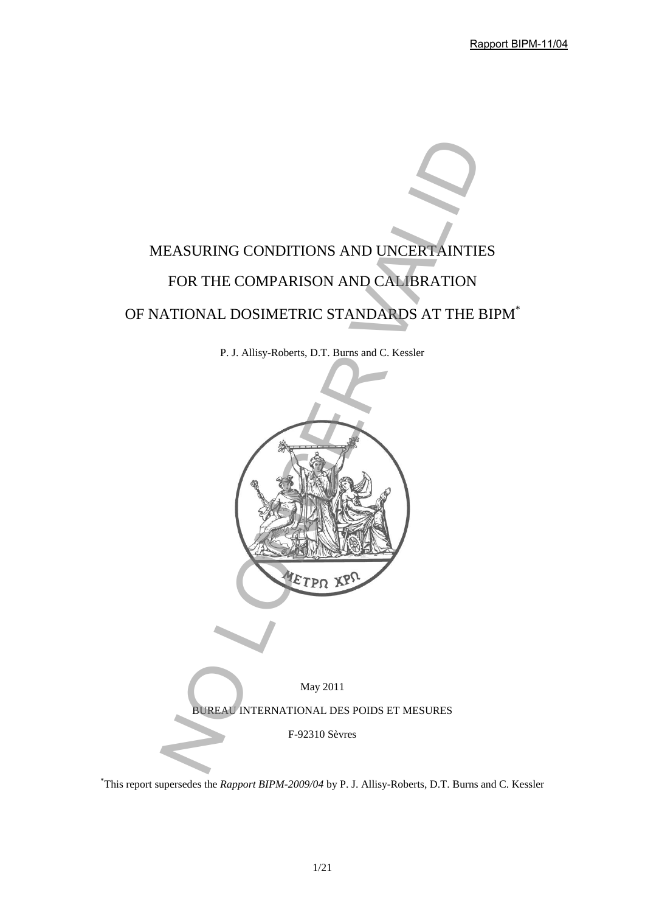Rapport BIPM-11/04

# MEASURING CONDITIONS AND UNCERTAINTIES FOR THE COMPARISON AND CALIBRATION OF NATIONAL DOSIMETRIC STANDARDS AT THE BIPM*

P. J. Allisy-Roberts, D.T. Burns and C. Kessler

NO LONGER VALID

May 2011

BUREAU INTERNATIONAL DES POIDS ET MESURES

F-92310 Sèvres

*This report supersedes the *Rapport BIPM-2009/04* by P. J. Allisy-Roberts, D.T. Burns and C. Kessler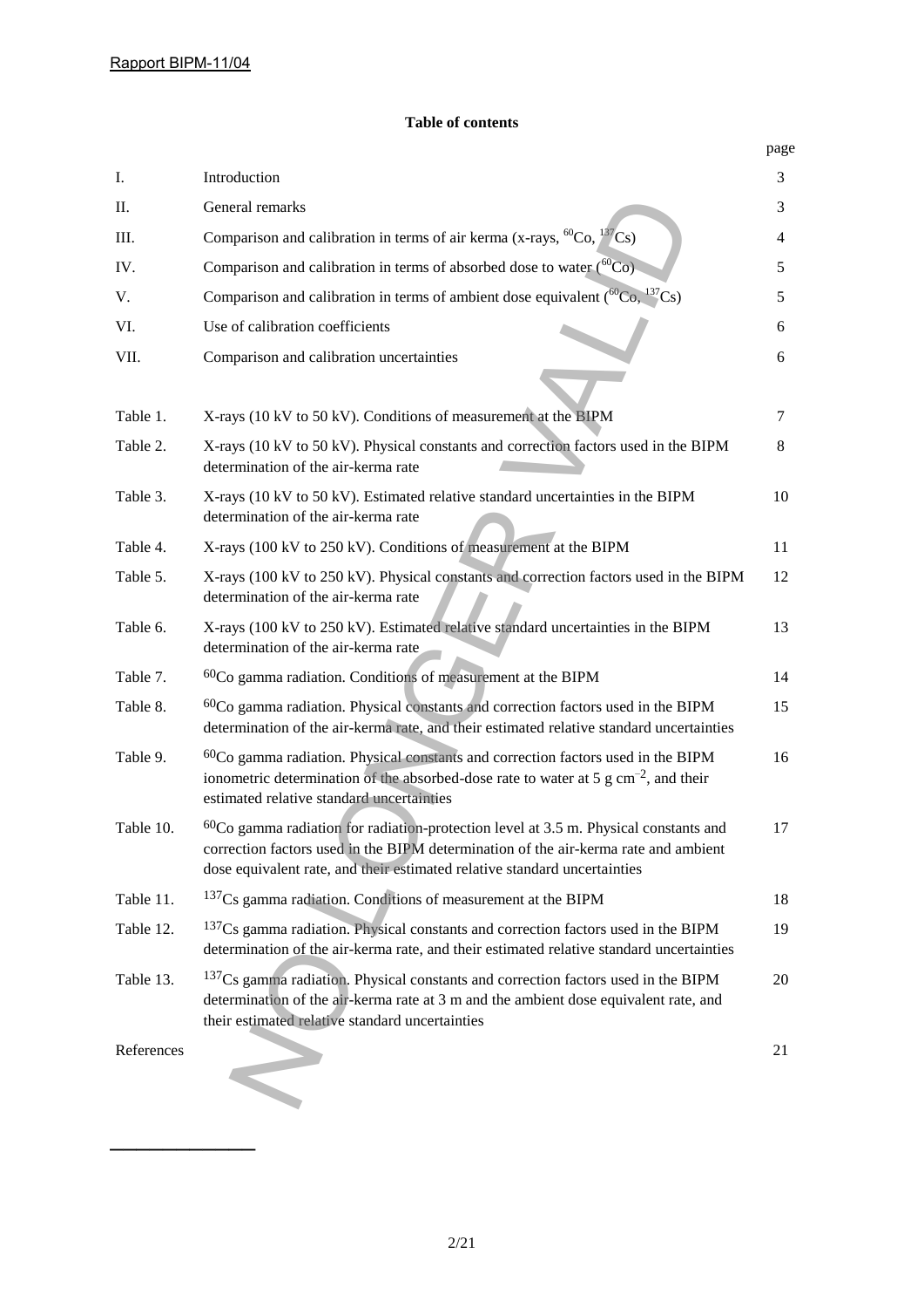**Table of contents**

| | | page |
|---|---|---|
| I. | Introduction | 3 |
| II. | General remarks | 3 |
| III. | Comparison and calibration in terms of air kerma (x-rays, $^{60}$Co, $^{137}$Cs) | 4 |
| IV. | Comparison and calibration in terms of absorbed dose to water ($^{60}$Co) | 5 |
| V. | Comparison and calibration in terms of ambient dose equivalent ($^{60}$Co, $^{137}$Cs) | 5 |
| VI. | Use of calibration coefficients | 6 |
| VII. | Comparison and calibration uncertainties | 6 |
| Table 1. | X-rays (10 kV to 50 kV). Conditions of measurement at the BIPM | 7 |
| Table 2. | X-rays (10 kV to 50 kV). Physical constants and correction factors used in the BIPM determination of the air-kerma rate | 8 |
| Table 3. | X-rays (10 kV to 50 kV). Estimated relative standard uncertainties in the BIPM determination of the air-kerma rate | 10 |
| Table 4. | X-rays (100 kV to 250 kV). Conditions of measurement at the BIPM | 11 |
| Table 5. | X-rays (100 kV to 250 kV). Physical constants and correction factors used in the BIPM determination of the air-kerma rate | 12 |
| Table 6. | X-rays (100 kV to 250 kV). Estimated relative standard uncertainties in the BIPM determination of the air-kerma rate | 13 |
| Table 7. | $^{60}$Co gamma radiation. Conditions of measurement at the BIPM | 14 |
| Table 8. | $^{60}$Co gamma radiation. Physical constants and correction factors used in the BIPM determination of the air-kerma rate, and their estimated relative standard uncertainties | 15 |
| Table 9. | $^{60}$Co gamma radiation. Physical constants and correction factors used in the BIPM ionometric determination of the absorbed-dose rate to water at 5 g cm$^{-2}$, and their estimated relative standard uncertainties | 16 |
| Table 10. | $^{60}$Co gamma radiation for radiation-protection level at 3.5 m. Physical constants and correction factors used in the BIPM determination of the air-kerma rate and ambient dose equivalent rate, and their estimated relative standard uncertainties | 17 |
| Table 11. | $^{137}$Cs gamma radiation. Conditions of measurement at the BIPM | 18 |
| Table 12. | $^{137}$Cs gamma radiation. Physical constants and correction factors used in the BIPM determination of the air-kerma rate, and their estimated relative standard uncertainties | 19 |
| Table 13. | $^{137}$Cs gamma radiation. Physical constants and correction factors used in the BIPM determination of the air-kerma rate at 3 m and the ambient dose equivalent rate, and their estimated relative standard uncertainties | 20 |
| References | | 21 |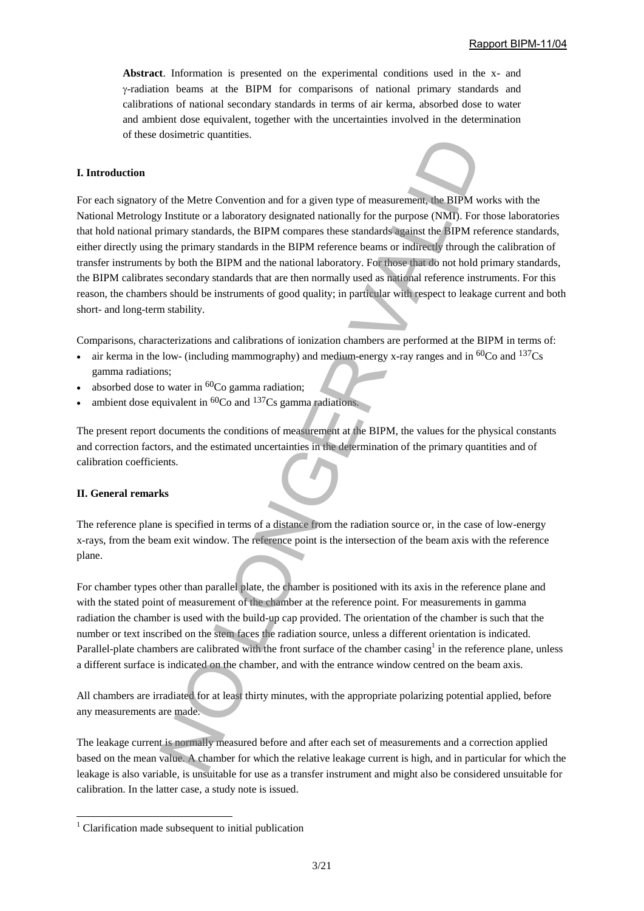**Abstract**. Information is presented on the experimental conditions used in the x- and γ-radiation beams at the BIPM for comparisons of national primary standards and calibrations of national secondary standards in terms of air kerma, absorbed dose to water and ambient dose equivalent, together with the uncertainties involved in the determination of these dosimetric quantities.

## I. Introduction

For each signatory of the Metre Convention and for a given type of measurement, the BIPM works with the National Metrology Institute or a laboratory designated nationally for the purpose (NMI). For those laboratories that hold national primary standards, the BIPM compares these standards against the BIPM reference standards, either directly using the primary standards in the BIPM reference beams or indirectly through the calibration of transfer instruments by both the BIPM and the national laboratory. For those that do not hold primary standards, the BIPM calibrates secondary standards that are then normally used as national reference instruments. For this reason, the chambers should be instruments of good quality; in particular with respect to leakage current and both short- and long-term stability.

Comparisons, characterizations and calibrations of ionization chambers are performed at the BIPM in terms of:

- air kerma in the low- (including mammography) and medium-energy x-ray ranges and in $^{60}$Co and $^{137}$Cs gamma radiations;
- absorbed dose to water in $^{60}$Co gamma radiation;
- ambient dose equivalent in $^{60}$Co and $^{137}$Cs gamma radiations.

The present report documents the conditions of measurement at the BIPM, the values for the physical constants and correction factors, and the estimated uncertainties in the determination of the primary quantities and of calibration coefficients.

## II. General remarks

The reference plane is specified in terms of a distance from the radiation source or, in the case of low-energy x-rays, from the beam exit window. The reference point is the intersection of the beam axis with the reference plane.

For chamber types other than parallel plate, the chamber is positioned with its axis in the reference plane and with the stated point of measurement of the chamber at the reference point. For measurements in gamma radiation the chamber is used with the build-up cap provided. The orientation of the chamber is such that the number or text inscribed on the stem faces the radiation source, unless a different orientation is indicated. Parallel-plate chambers are calibrated with the front surface of the chamber casing[1] in the reference plane, unless a different surface is indicated on the chamber, and with the entrance window centred on the beam axis.

All chambers are irradiated for at least thirty minutes, with the appropriate polarizing potential applied, before any measurements are made.

The leakage current is normally measured before and after each set of measurements and a correction applied based on the mean value. A chamber for which the relative leakage current is high, and in particular for which the leakage is also variable, is unsuitable for use as a transfer instrument and might also be considered unsuitable for calibration. In the latter case, a study note is issued.

[1] Clarification made subsequent to initial publication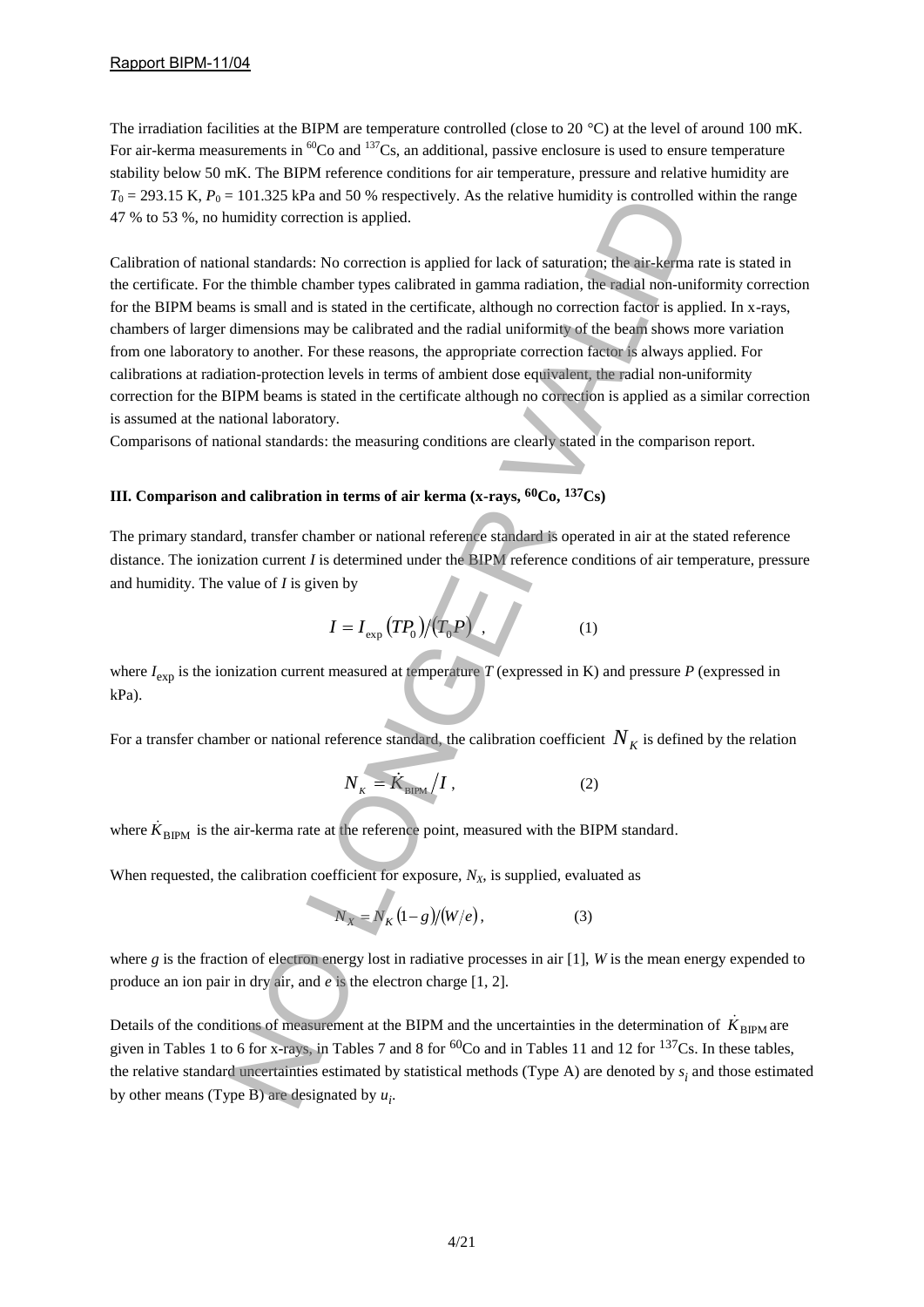The irradiation facilities at the BIPM are temperature controlled (close to 20 °C) at the level of around 100 mK. For air-kerma measurements in $^{60}Co$ and $^{137}Cs$, an additional, passive enclosure is used to ensure temperature stability below 50 mK. The BIPM reference conditions for air temperature, pressure and relative humidity are $T_0$ = 293.15 K, $P_0$ = 101.325 kPa and 50 % respectively. As the relative humidity is controlled within the range 47 % to 53 %, no humidity correction is applied.

Calibration of national standards: No correction is applied for lack of saturation; the air-kerma rate is stated in the certificate. For the thimble chamber types calibrated in gamma radiation, the radial non-uniformity correction for the BIPM beams is small and is stated in the certificate, although no correction factor is applied. In x-rays, chambers of larger dimensions may be calibrated and the radial uniformity of the beam shows more variation from one laboratory to another. For these reasons, the appropriate correction factor is always applied. For calibrations at radiation-protection levels in terms of ambient dose equivalent, the radial non-uniformity correction for the BIPM beams is stated in the certificate although no correction is applied as a similar correction is assumed at the national laboratory.

Comparisons of national standards: the measuring conditions are clearly stated in the comparison report.

### III. Comparison and calibration in terms of air kerma (x-rays, $^{60}$Co, $^{137}$Cs)

The primary standard, transfer chamber or national reference standard is operated in air at the stated reference distance. The ionization current $I$ is determined under the BIPM reference conditions of air temperature, pressure and humidity. The value of $I$ is given by

$$I = I_{\text{exp}} \left(TP_0\right) / \left(T_0 P\right) \,, \qquad (1)$$

where $I_{\text{exp}}$ is the ionization current measured at temperature $T$ (expressed in K) and pressure $P$ (expressed in kPa).

For a transfer chamber or national reference standard, the calibration coefficient $N_K$ is defined by the relation

$$N_K = \dot{K}_{\text{BIPM}} / I \,, \qquad (2)$$

where $\dot{K}_{\text{BIPM}}$ is the air-kerma rate at the reference point, measured with the BIPM standard.

When requested, the calibration coefficient for exposure, $N_X$, is supplied, evaluated as

$$N_X = N_K \left(1 - g\right) / \left(W/e\right), \qquad (3)$$

where $g$ is the fraction of electron energy lost in radiative processes in air [1], $W$ is the mean energy expended to produce an ion pair in dry air, and $e$ is the electron charge [1, 2].

Details of the conditions of measurement at the BIPM and the uncertainties in the determination of $\dot{K}_{\text{BIPM}}$ are given in Tables 1 to 6 for x-rays, in Tables 7 and 8 for $^{60}$Co and in Tables 11 and 12 for $^{137}$Cs. In these tables, the relative standard uncertainties estimated by statistical methods (Type A) are denoted by $s_i$ and those estimated by other means (Type B) are designated by $u_i$.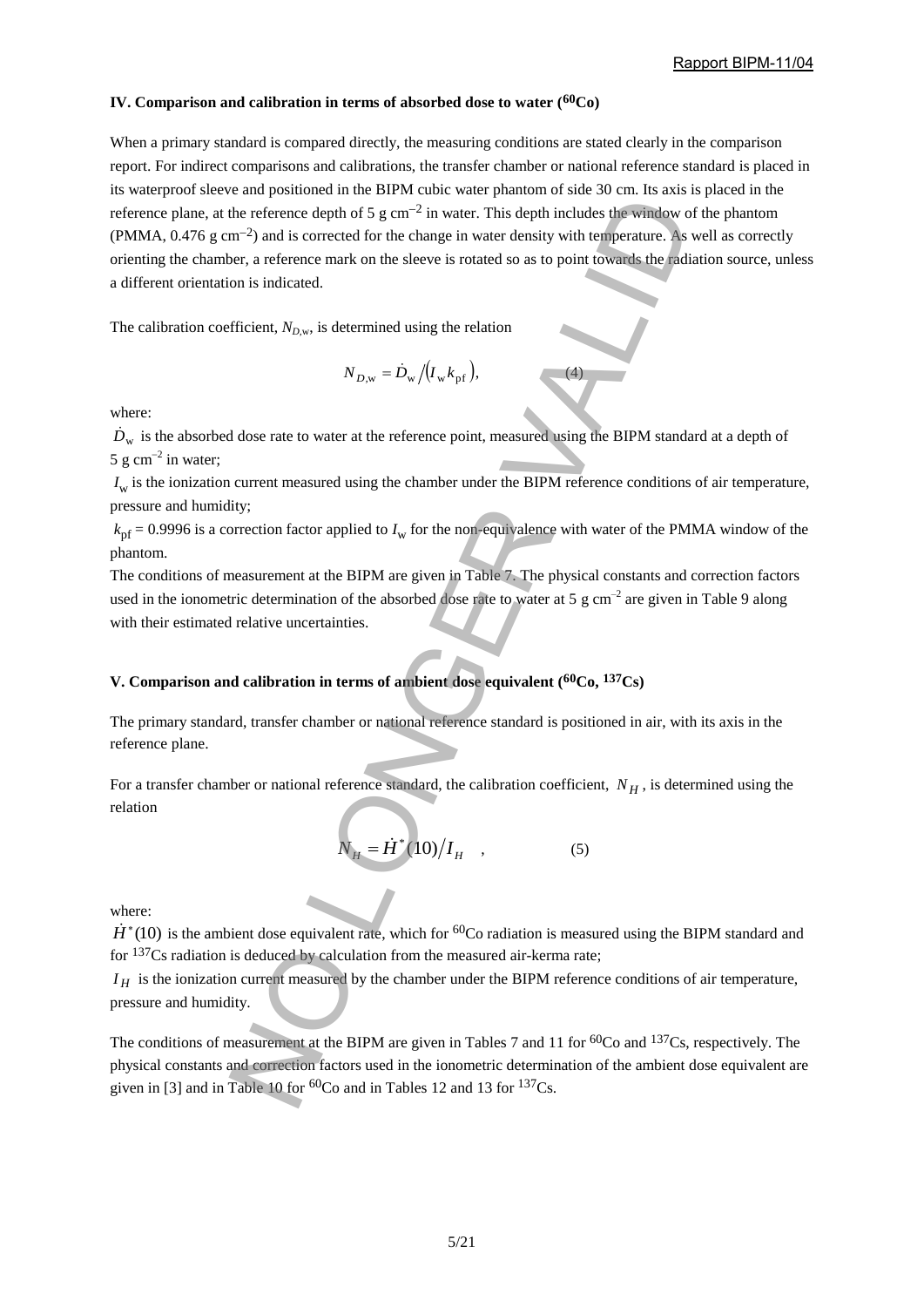### IV. Comparison and calibration in terms of absorbed dose to water ($^{60}$Co)

When a primary standard is compared directly, the measuring conditions are stated clearly in the comparison report. For indirect comparisons and calibrations, the transfer chamber or national reference standard is placed in its waterproof sleeve and positioned in the BIPM cubic water phantom of side 30 cm. Its axis is placed in the reference plane, at the reference depth of 5 g cm$^{-2}$ in water. This depth includes the window of the phantom (PMMA, 0.476 g cm$^{-2}$) and is corrected for the change in water density with temperature. As well as correctly orienting the chamber, a reference mark on the sleeve is rotated so as to point towards the radiation source, unless a different orientation is indicated.

The calibration coefficient, $N_{D,\mathrm{w}}$, is determined using the relation

$$N_{D,\mathrm{w}} = \dot{D}_\mathrm{w} / (I_\mathrm{w} k_\mathrm{pf}), \qquad (4)$$

where:

$\dot{D}_\mathrm{w}$ is the absorbed dose rate to water at the reference point, measured using the BIPM standard at a depth of 5 g cm$^{-2}$ in water;

$I_\mathrm{w}$ is the ionization current measured using the chamber under the BIPM reference conditions of air temperature, pressure and humidity;

$k_\mathrm{pf} = 0.9996$ is a correction factor applied to $I_\mathrm{w}$ for the non-equivalence with water of the PMMA window of the phantom.

The conditions of measurement at the BIPM are given in Table 7. The physical constants and correction factors used in the ionometric determination of the absorbed dose rate to water at 5 g cm$^{-2}$ are given in Table 9 along with their estimated relative uncertainties.

### V. Comparison and calibration in terms of ambient dose equivalent ($^{60}$Co, $^{137}$Cs)

The primary standard, transfer chamber or national reference standard is positioned in air, with its axis in the reference plane.

For a transfer chamber or national reference standard, the calibration coefficient, $N_H$, is determined using the relation

$$N_H = \dot{H}^*(10) / I_H \quad , \qquad (5)$$

where:

$\dot{H}^*(10)$ is the ambient dose equivalent rate, which for $^{60}$Co radiation is measured using the BIPM standard and for $^{137}$Cs radiation is deduced by calculation from the measured air-kerma rate;

$I_H$ is the ionization current measured by the chamber under the BIPM reference conditions of air temperature, pressure and humidity.

The conditions of measurement at the BIPM are given in Tables 7 and 11 for $^{60}$Co and $^{137}$Cs, respectively. The physical constants and correction factors used in the ionometric determination of the ambient dose equivalent are given in [3] and in Table 10 for $^{60}$Co and in Tables 12 and 13 for $^{137}$Cs.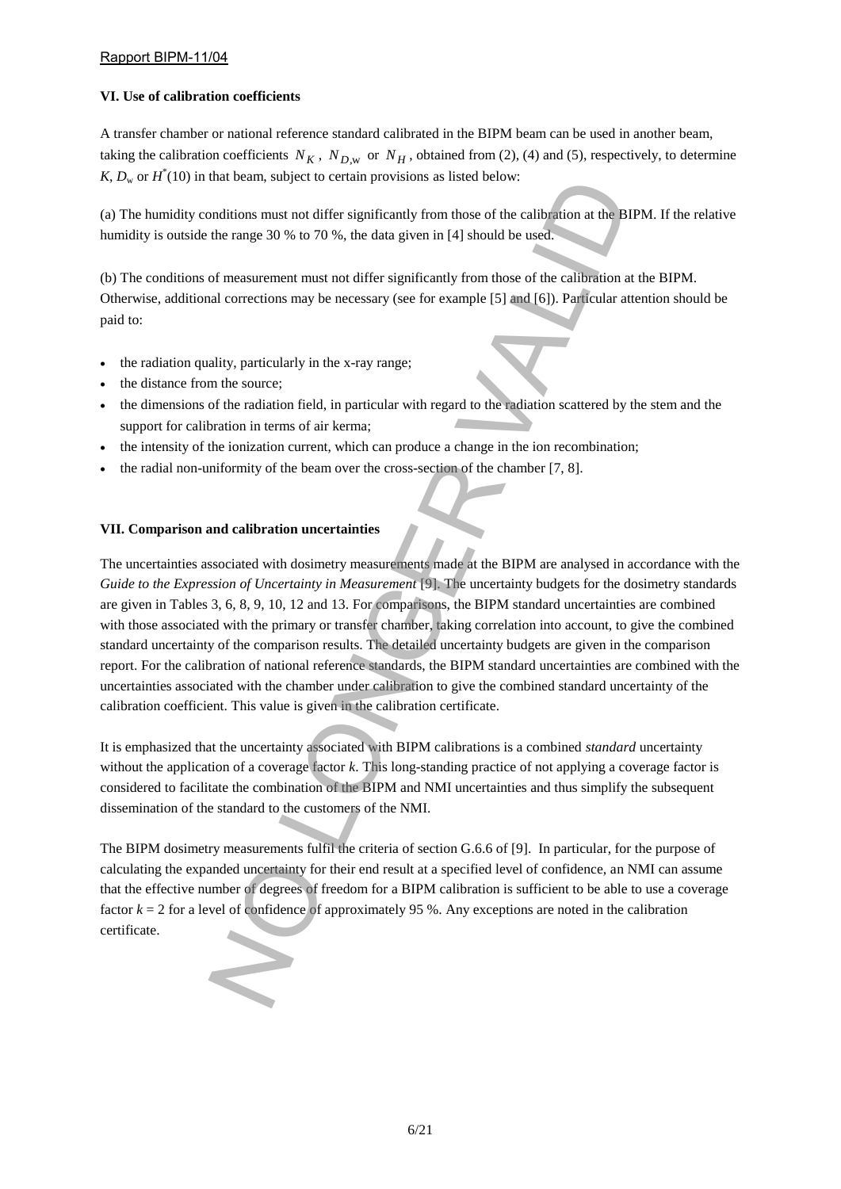### VI. Use of calibration coefficients

A transfer chamber or national reference standard calibrated in the BIPM beam can be used in another beam, taking the calibration coefficients $N_K$, $N_{D,\mathrm{w}}$ or $N_H$, obtained from (2), (4) and (5), respectively, to determine $K$, $D_\mathrm{w}$ or $H^*(10)$ in that beam, subject to certain provisions as listed below:

(a) The humidity conditions must not differ significantly from those of the calibration at the BIPM. If the relative humidity is outside the range 30 % to 70 %, the data given in [4] should be used.

(b) The conditions of measurement must not differ significantly from those of the calibration at the BIPM. Otherwise, additional corrections may be necessary (see for example [5] and [6]). Particular attention should be paid to:

- the radiation quality, particularly in the x-ray range;
- the distance from the source;
- the dimensions of the radiation field, in particular with regard to the radiation scattered by the stem and the support for calibration in terms of air kerma;
- the intensity of the ionization current, which can produce a change in the ion recombination;
- the radial non-uniformity of the beam over the cross-section of the chamber [7, 8].

### VII. Comparison and calibration uncertainties

The uncertainties associated with dosimetry measurements made at the BIPM are analysed in accordance with the *Guide to the Expression of Uncertainty in Measurement* [9]. The uncertainty budgets for the dosimetry standards are given in Tables 3, 6, 8, 9, 10, 12 and 13. For comparisons, the BIPM standard uncertainties are combined with those associated with the primary or transfer chamber, taking correlation into account, to give the combined standard uncertainty of the comparison results. The detailed uncertainty budgets are given in the comparison report. For the calibration of national reference standards, the BIPM standard uncertainties are combined with the uncertainties associated with the chamber under calibration to give the combined standard uncertainty of the calibration coefficient. This value is given in the calibration certificate.

It is emphasized that the uncertainty associated with BIPM calibrations is a combined *standard* uncertainty without the application of a coverage factor $k$. This long-standing practice of not applying a coverage factor is considered to facilitate the combination of the BIPM and NMI uncertainties and thus simplify the subsequent dissemination of the standard to the customers of the NMI.

The BIPM dosimetry measurements fulfil the criteria of section G.6.6 of [9]. In particular, for the purpose of calculating the expanded uncertainty for their end result at a specified level of confidence, an NMI can assume that the effective number of degrees of freedom for a BIPM calibration is sufficient to be able to use a coverage factor $k = 2$ for a level of confidence of approximately 95 %. Any exceptions are noted in the calibration certificate.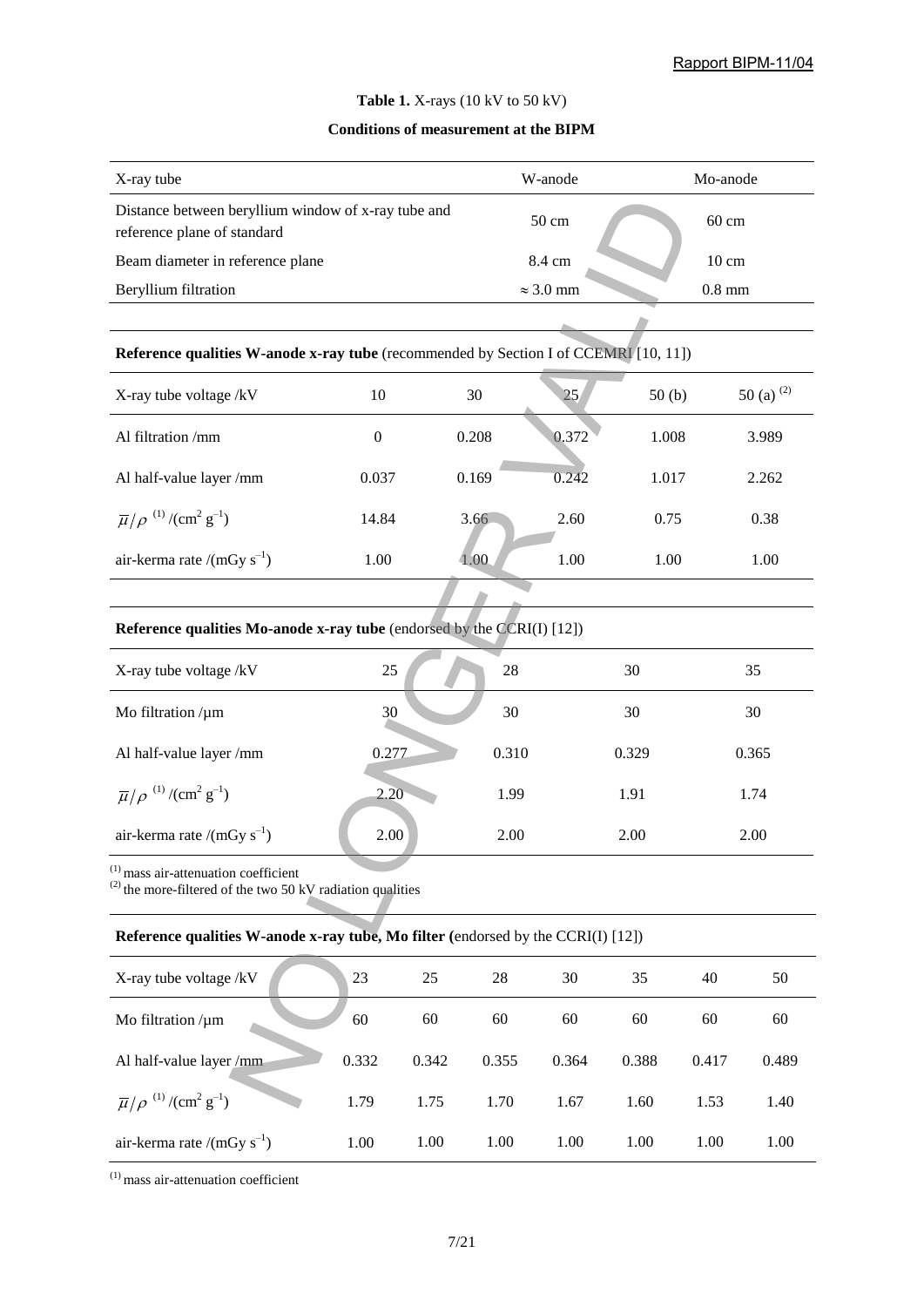**Table 1.** X-rays (10 kV to 50 kV)

**Conditions of measurement at the BIPM**

| X-ray tube | W-anode | Mo-anode |
| --- | --- | --- |
| Distance between beryllium window of x-ray tube and reference plane of standard | 50 cm | 60 cm |
| Beam diameter in reference plane | 8.4 cm | 10 cm |
| Beryllium filtration | ≈ 3.0 mm | 0.8 mm |

**Reference qualities W-anode x-ray tube** (recommended by Section I of CCEMRI [10, 11])

| X-ray tube voltage /kV | 10 | 30 | 25 | 50 (b) | 50 (a) [(2)] |
| --- | --- | --- | --- | --- | --- |
| Al filtration /mm | 0 | 0.208 | 0.372 | 1.008 | 3.989 |
| Al half-value layer /mm | 0.037 | 0.169 | 0.242 | 1.017 | 2.262 |
| $\overline{\mu}/\rho$ [(1)] /(cm$^2$ g$^{-1}$) | 14.84 | 3.66 | 2.60 | 0.75 | 0.38 |
| air-kerma rate /(mGy s$^{-1}$) | 1.00 | 1.00 | 1.00 | 1.00 | 1.00 |

**Reference qualities Mo-anode x-ray tube** (endorsed by the CCRI(I) [12])

| X-ray tube voltage /kV | 25 | 28 | 30 | 35 |
| --- | --- | --- | --- | --- |
| Mo filtration /μm | 30 | 30 | 30 | 30 |
| Al half-value layer /mm | 0.277 | 0.310 | 0.329 | 0.365 |
| $\overline{\mu}/\rho$ [(1)] /(cm$^2$ g$^{-1}$) | 2.20 | 1.99 | 1.91 | 1.74 |
| air-kerma rate /(mGy s$^{-1}$) | 2.00 | 2.00 | 2.00 | 2.00 |

[(1)] mass air-attenuation coefficient
[(2)] the more-filtered of the two 50 kV radiation qualities

**Reference qualities W-anode x-ray tube, Mo filter (**endorsed by the CCRI(I) [12])

| X-ray tube voltage /kV | 23 | 25 | 28 | 30 | 35 | 40 | 50 |
| --- | --- | --- | --- | --- | --- | --- | --- |
| Mo filtration /μm | 60 | 60 | 60 | 60 | 60 | 60 | 60 |
| Al half-value layer /mm | 0.332 | 0.342 | 0.355 | 0.364 | 0.388 | 0.417 | 0.489 |
| $\overline{\mu}/\rho$ [(1)] /(cm$^2$ g$^{-1}$) | 1.79 | 1.75 | 1.70 | 1.67 | 1.60 | 1.53 | 1.40 |
| air-kerma rate /(mGy s$^{-1}$) | 1.00 | 1.00 | 1.00 | 1.00 | 1.00 | 1.00 | 1.00 |

[(1)] mass air-attenuation coefficient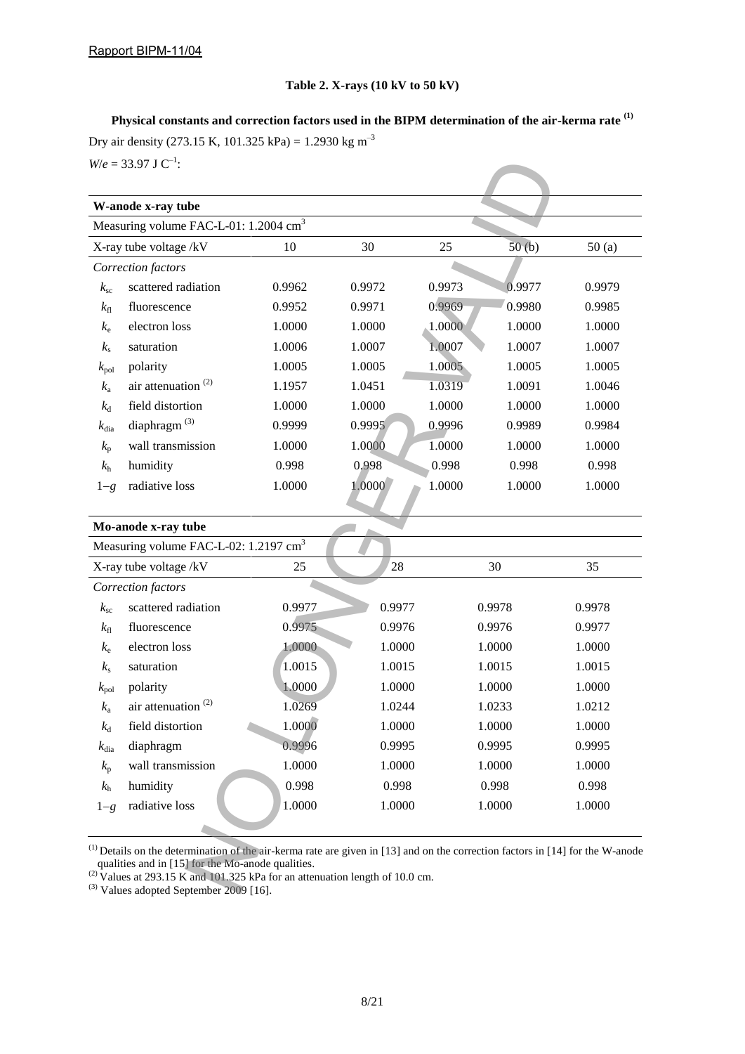Rapport BIPM-11/04

## Table 2. X-rays (10 kV to 50 kV)

**Physical constants and correction factors used in the BIPM determination of the air-kerma rate [(1)]**

Dry air density (273.15 K, 101.325 kPa) = 1.2930 kg m$^{-3}$

$W/e$ = 33.97 J C$^{-1}$:

| **W-anode x-ray tube** | | | | | | |
|---|---|---|---|---|---|---|
| Measuring volume FAC-L-01: 1.2004 cm$^3$ | | | | | | |
| X-ray tube voltage /kV | | 10 | 30 | 25 | 50 (b) | 50 (a) |
| *Correction factors* | | | | | | |
| $k_{sc}$ | scattered radiation | 0.9962 | 0.9972 | 0.9973 | 0.9977 | 0.9979 |
| $k_{fl}$ | fluorescence | 0.9952 | 0.9971 | 0.9969 | 0.9980 | 0.9985 |
| $k_e$ | electron loss | 1.0000 | 1.0000 | 1.0000 | 1.0000 | 1.0000 |
| $k_s$ | saturation | 1.0006 | 1.0007 | 1.0007 | 1.0007 | 1.0007 |
| $k_{pol}$ | polarity | 1.0005 | 1.0005 | 1.0005 | 1.0005 | 1.0005 |
| $k_a$ | air attenuation [(2)] | 1.1957 | 1.0451 | 1.0319 | 1.0091 | 1.0046 |
| $k_d$ | field distortion | 1.0000 | 1.0000 | 1.0000 | 1.0000 | 1.0000 |
| $k_{dia}$ | diaphragm [(3)] | 0.9999 | 0.9995 | 0.9996 | 0.9989 | 0.9984 |
| $k_p$ | wall transmission | 1.0000 | 1.0000 | 1.0000 | 1.0000 | 1.0000 |
| $k_h$ | humidity | 0.998 | 0.998 | 0.998 | 0.998 | 0.998 |
| $1-g$ | radiative loss | 1.0000 | 1.0000 | 1.0000 | 1.0000 | 1.0000 |

| **Mo-anode x-ray tube** | | | | | |
|---|---|---|---|---|---|
| Measuring volume FAC-L-02: 1.2197 cm$^3$ | | | | | |
| X-ray tube voltage /kV | | 25 | 28 | 30 | 35 |
| *Correction factors* | | | | | |
| $k_{sc}$ | scattered radiation | 0.9977 | 0.9977 | 0.9978 | 0.9978 |
| $k_{fl}$ | fluorescence | 0.9975 | 0.9976 | 0.9976 | 0.9977 |
| $k_e$ | electron loss | 1.0000 | 1.0000 | 1.0000 | 1.0000 |
| $k_s$ | saturation | 1.0015 | 1.0015 | 1.0015 | 1.0015 |
| $k_{pol}$ | polarity | 1.0000 | 1.0000 | 1.0000 | 1.0000 |
| $k_a$ | air attenuation [(2)] | 1.0269 | 1.0244 | 1.0233 | 1.0212 |
| $k_d$ | field distortion | 1.0000 | 1.0000 | 1.0000 | 1.0000 |
| $k_{dia}$ | diaphragm | 0.9996 | 0.9995 | 0.9995 | 0.9995 |
| $k_p$ | wall transmission | 1.0000 | 1.0000 | 1.0000 | 1.0000 |
| $k_h$ | humidity | 0.998 | 0.998 | 0.998 | 0.998 |
| $1-g$ | radiative loss | 1.0000 | 1.0000 | 1.0000 | 1.0000 |

[(1)] Details on the determination of the air-kerma rate are given in [13] and on the correction factors in [14] for the W-anode qualities and in [15] for the Mo-anode qualities.
[(2)] Values at 293.15 K and 101.325 kPa for an attenuation length of 10.0 cm.
[(3)] Values adopted September 2009 [16].

NO LONGER VALID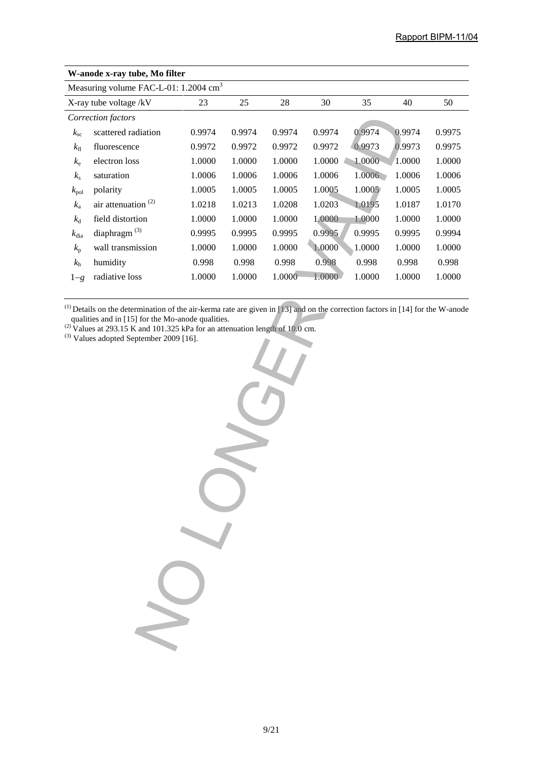| W-anode x-ray tube, Mo filter | | | | | | | | |
|---|---|---|---|---|---|---|---|---|
| Measuring volume FAC-L-01: 1.2004 cm$^3$ | | | | | | | | |
| X-ray tube voltage /kV | | 23 | 25 | 28 | 30 | 35 | 40 | 50 |
| *Correction factors* | | | | | | | | |
| $k_{sc}$ | scattered radiation | 0.9974 | 0.9974 | 0.9974 | 0.9974 | 0.9974 | 0.9974 | 0.9975 |
| $k_{fl}$ | fluorescence | 0.9972 | 0.9972 | 0.9972 | 0.9972 | 0.9973 | 0.9973 | 0.9975 |
| $k_e$ | electron loss | 1.0000 | 1.0000 | 1.0000 | 1.0000 | 1.0000 | 1.0000 | 1.0000 |
| $k_s$ | saturation | 1.0006 | 1.0006 | 1.0006 | 1.0006 | 1.0006 | 1.0006 | 1.0006 |
| $k_{pol}$ | polarity | 1.0005 | 1.0005 | 1.0005 | 1.0005 | 1.0005 | 1.0005 | 1.0005 |
| $k_a$ | air attenuation [(2)] | 1.0218 | 1.0213 | 1.0208 | 1.0203 | 1.0195 | 1.0187 | 1.0170 |
| $k_d$ | field distortion | 1.0000 | 1.0000 | 1.0000 | 1.0000 | 1.0000 | 1.0000 | 1.0000 |
| $k_{dia}$ | diaphragm [(3)] | 0.9995 | 0.9995 | 0.9995 | 0.9995 | 0.9995 | 0.9995 | 0.9994 |
| $k_p$ | wall transmission | 1.0000 | 1.0000 | 1.0000 | 1.0000 | 1.0000 | 1.0000 | 1.0000 |
| $k_h$ | humidity | 0.998 | 0.998 | 0.998 | 0.998 | 0.998 | 0.998 | 0.998 |
| $1-g$ | radiative loss | 1.0000 | 1.0000 | 1.0000 | 1.0000 | 1.0000 | 1.0000 | 1.0000 |

[(1)] Details on the determination of the air-kerma rate are given in [13] and on the correction factors in [14] for the W-anode qualities and in [15] for the Mo-anode qualities.

[(2)] Values at 293.15 K and 101.325 kPa for an attenuation length of 10.0 cm.

[(3)] Values adopted September 2009 [16].

NO LONGER VALID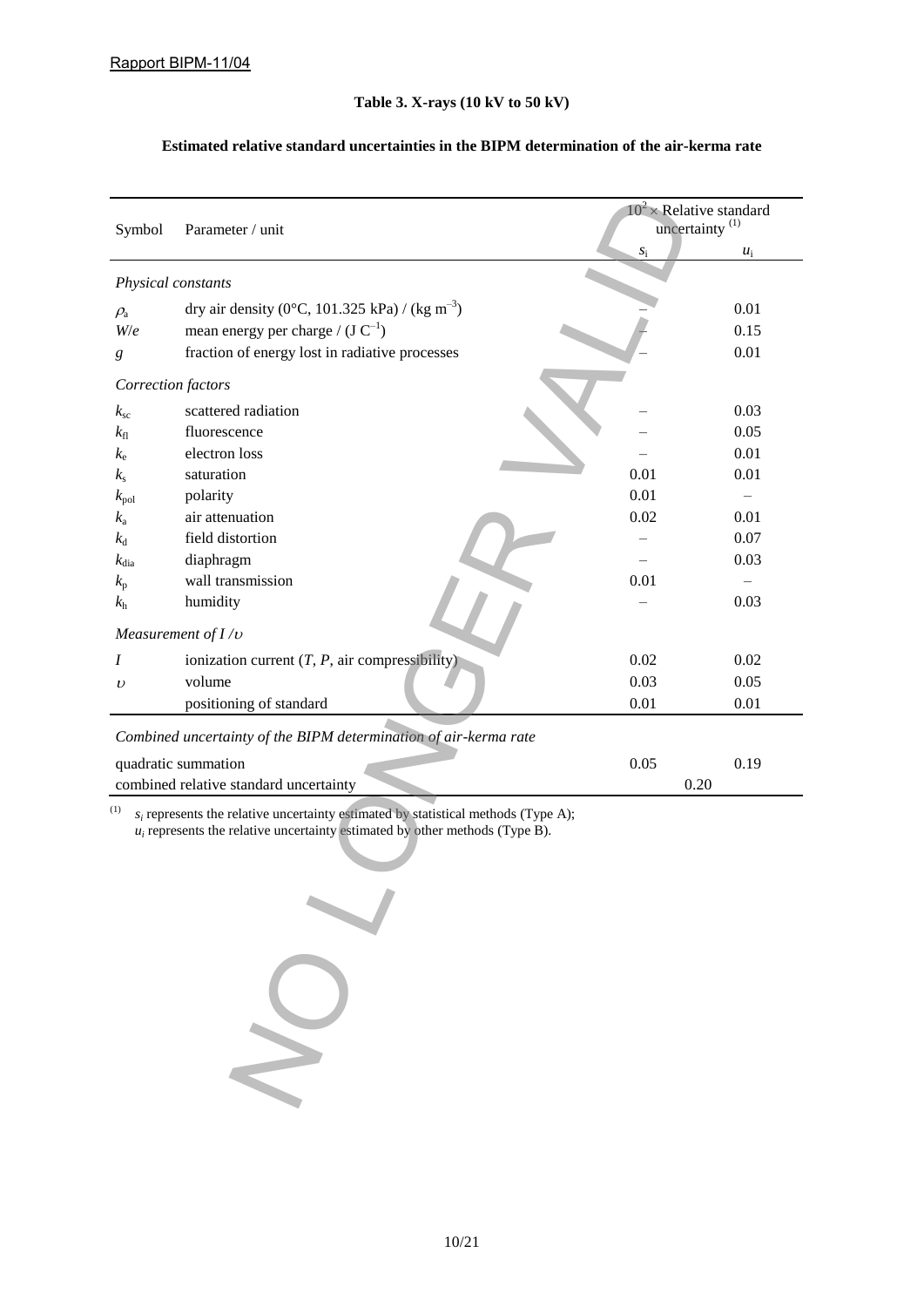**Table 3. X-rays (10 kV to 50 kV)**

**Estimated relative standard uncertainties in the BIPM determination of the air-kerma rate**

| Symbol | Parameter / unit | $10^2 \times$ Relative standard uncertainty [(1)] | |
|---|---|---|---|
| | | $s_i$ | $u_i$ |
| *Physical constants* | | | |
| $\rho_a$ | dry air density (0°C, 101.325 kPa) / (kg m$^{-3}$) | – | 0.01 |
| $W/e$ | mean energy per charge / (J C$^{-1}$) | – | 0.15 |
| $g$ | fraction of energy lost in radiative processes | – | 0.01 |
| *Correction factors* | | | |
| $k_{sc}$ | scattered radiation | – | 0.03 |
| $k_{fl}$ | fluorescence | – | 0.05 |
| $k_e$ | electron loss | – | 0.01 |
| $k_s$ | saturation | 0.01 | 0.01 |
| $k_{pol}$ | polarity | 0.01 | – |
| $k_a$ | air attenuation | 0.02 | 0.01 |
| $k_d$ | field distortion | – | 0.07 |
| $k_{dia}$ | diaphragm | – | 0.03 |
| $k_p$ | wall transmission | 0.01 | – |
| $k_h$ | humidity | – | 0.03 |
| *Measurement of $I/\upsilon$* | | | |
| $I$ | ionization current ($T$, $P$, air compressibility) | 0.02 | 0.02 |
| $\upsilon$ | volume | 0.03 | 0.05 |
| | positioning of standard | 0.01 | 0.01 |
| *Combined uncertainty of the BIPM determination of air-kerma rate* | | | |
| quadratic summation | | 0.05 | 0.19 |
| combined relative standard uncertainty | | 0.20 | |

[(1)] $s_i$ represents the relative uncertainty estimated by statistical methods (Type A);
$u_i$ represents the relative uncertainty estimated by other methods (Type B).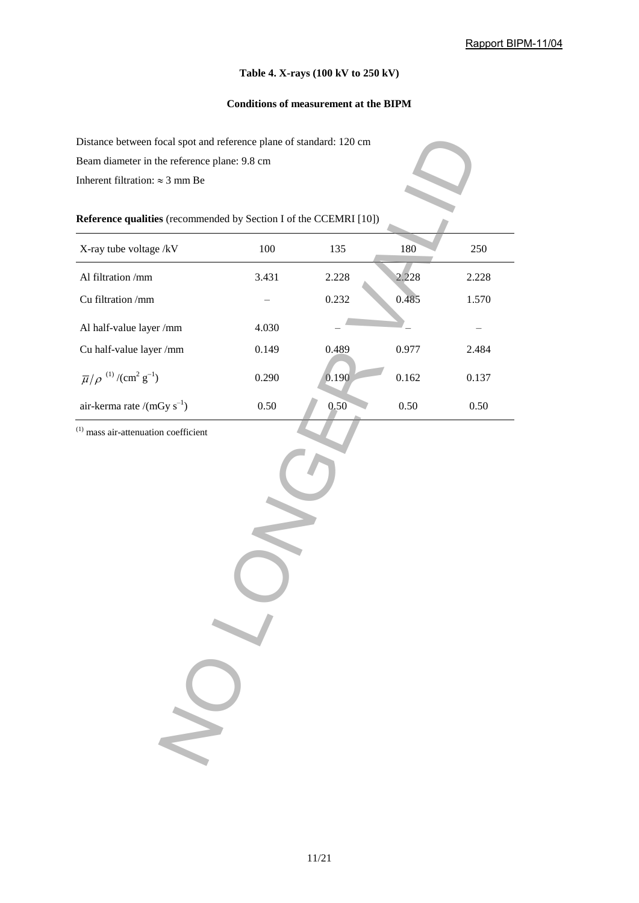**Table 4. X-rays (100 kV to 250 kV)**

**Conditions of measurement at the BIPM**

Distance between focal spot and reference plane of standard: 120 cm

Beam diameter in the reference plane: 9.8 cm

Inherent filtration: ≈ 3 mm Be

**Reference qualities** (recommended by Section I of the CCEMRI [10])

| X-ray tube voltage /kV | 100 | 135 | 180 | 250 |
|---|---|---|---|---|
| Al filtration /mm | 3.431 | 2.228 | 2.228 | 2.228 |
| Cu filtration /mm | – | 0.232 | 0.485 | 1.570 |
| Al half-value layer /mm | 4.030 | – | – | – |
| Cu half-value layer /mm | 0.149 | 0.489 | 0.977 | 2.484 |
| $\bar{\mu}/\rho$ (1) /($cm^2$ $g^{-1}$) | 0.290 | 0.190 | 0.162 | 0.137 |
| air-kerma rate /(mGy $s^{-1}$) | 0.50 | 0.50 | 0.50 | 0.50 |

(1) mass air-attenuation coefficient

NO LONGER VALID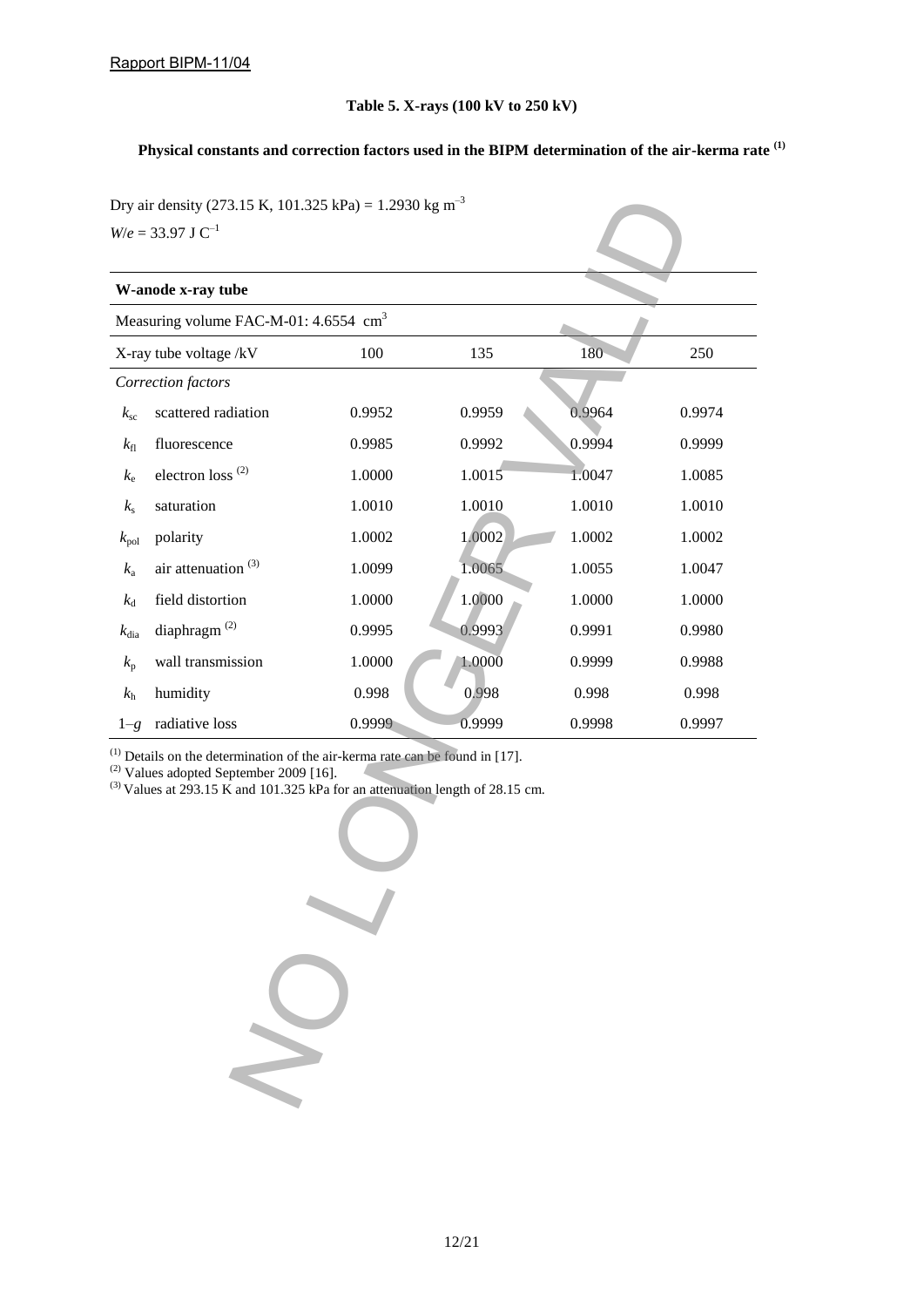**Table 5. X-rays (100 kV to 250 kV)**

**Physical constants and correction factors used in the BIPM determination of the air-kerma rate [(1)]**

Dry air density (273.15 K, 101.325 kPa) = 1.2930 kg m$^{-3}$

$W/e$ = 33.97 J C$^{-1}$

| **W-anode x-ray tube** | | | | | |
|---|---|---|---|---|---|
| Measuring volume FAC-M-01: 4.6554 cm$^3$ | | | | | |
| X-ray tube voltage /kV | | 100 | 135 | 180 | 250 |
| *Correction factors* | | | | | |
| $k_{sc}$ | scattered radiation | 0.9952 | 0.9959 | 0.9964 | 0.9974 |
| $k_{fl}$ | fluorescence | 0.9985 | 0.9992 | 0.9994 | 0.9999 |
| $k_e$ | electron loss [(2)] | 1.0000 | 1.0015 | 1.0047 | 1.0085 |
| $k_s$ | saturation | 1.0010 | 1.0010 | 1.0010 | 1.0010 |
| $k_{pol}$ | polarity | 1.0002 | 1.0002 | 1.0002 | 1.0002 |
| $k_a$ | air attenuation [(3)] | 1.0099 | 1.0065 | 1.0055 | 1.0047 |
| $k_d$ | field distortion | 1.0000 | 1.0000 | 1.0000 | 1.0000 |
| $k_{dia}$ | diaphragm [(2)] | 0.9995 | 0.9993 | 0.9991 | 0.9980 |
| $k_p$ | wall transmission | 1.0000 | 1.0000 | 0.9999 | 0.9988 |
| $k_h$ | humidity | 0.998 | 0.998 | 0.998 | 0.998 |
| $1-g$ | radiative loss | 0.9999 | 0.9999 | 0.9998 | 0.9997 |

(1) Details on the determination of the air-kerma rate can be found in [17].

(2) Values adopted September 2009 [16].

(3) Values at 293.15 K and 101.325 kPa for an attenuation length of 28.15 cm.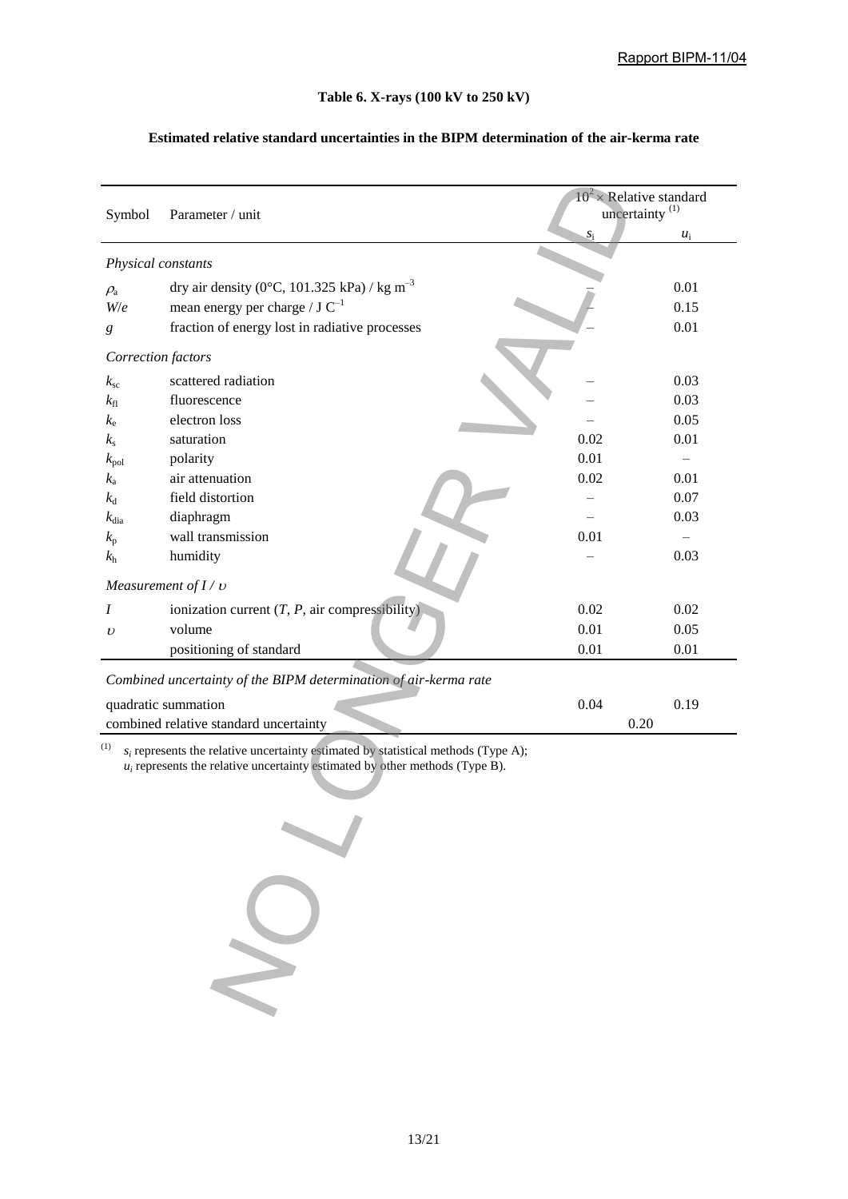**Table 6. X-rays (100 kV to 250 kV)**

**Estimated relative standard uncertainties in the BIPM determination of the air-kerma rate**

| Symbol | Parameter / unit | $10^2 \times$ Relative standard uncertainty [(1)] | |
|---|---|---|---|
| | | $s_i$ | $u_i$ |
| *Physical constants* | | | |
| $\rho_a$ | dry air density (0°C, 101.325 kPa) / kg m$^{-3}$ | – | 0.01 |
| $W/e$ | mean energy per charge / J C$^{-1}$ | – | 0.15 |
| $g$ | fraction of energy lost in radiative processes | – | 0.01 |
| *Correction factors* | | | |
| $k_{sc}$ | scattered radiation | – | 0.03 |
| $k_{fl}$ | fluorescence | – | 0.03 |
| $k_e$ | electron loss | – | 0.05 |
| $k_s$ | saturation | 0.02 | 0.01 |
| $k_{pol}$ | polarity | 0.01 | – |
| $k_a$ | air attenuation | 0.02 | 0.01 |
| $k_d$ | field distortion | – | 0.07 |
| $k_{dia}$ | diaphragm | – | 0.03 |
| $k_p$ | wall transmission | 0.01 | – |
| $k_h$ | humidity | – | 0.03 |
| *Measurement of $I / \upsilon$* | | | |
| $I$ | ionization current ($T$, $P$, air compressibility) | 0.02 | 0.02 |
| $\upsilon$ | volume | 0.01 | 0.05 |
| | positioning of standard | 0.01 | 0.01 |
| *Combined uncertainty of the BIPM determination of air-kerma rate* | | | |
| quadratic summation | | 0.04 | 0.19 |
| combined relative standard uncertainty | | 0.20 | |

(1) $s_i$ represents the relative uncertainty estimated by statistical methods (Type A);
$u_i$ represents the relative uncertainty estimated by other methods (Type B).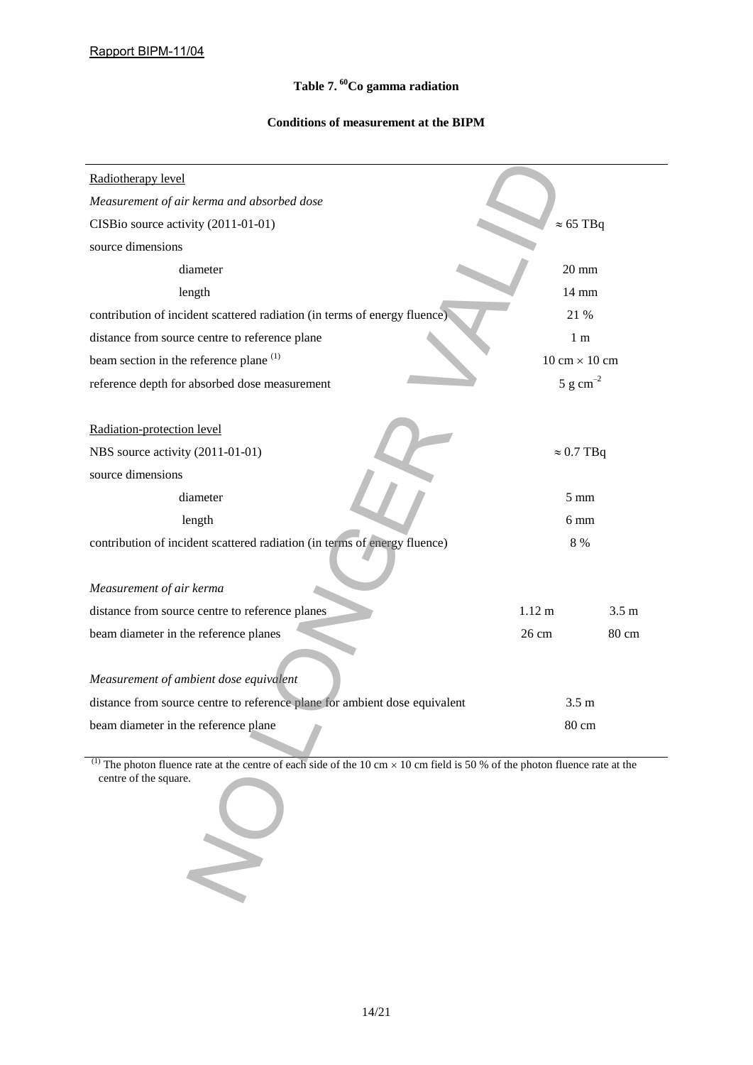**Table 7. $^{60}$Co gamma radiation**

**Conditions of measurement at the BIPM**

| | | |
|---|---|---|
| Radiotherapy level | | |
| *Measurement of air kerma and absorbed dose* | | |
| CISBio source activity (2011-01-01) | ≈ 65 TBq | |
| source dimensions | | |
| diameter | 20 mm | |
| length | 14 mm | |
| contribution of incident scattered radiation (in terms of energy fluence) | 21 % | |
| distance from source centre to reference plane | 1 m | |
| beam section in the reference plane [(1)] | 10 cm × 10 cm | |
| reference depth for absorbed dose measurement | 5 g cm$^{-2}$ | |
| | | |
| Radiation-protection level | | |
| NBS source activity (2011-01-01) | ≈ 0.7 TBq | |
| source dimensions | | |
| diameter | 5 mm | |
| length | 6 mm | |
| contribution of incident scattered radiation (in terms of energy fluence) | 8 % | |
| | | |
| *Measurement of air kerma* | | |
| distance from source centre to reference planes | 1.12 m | 3.5 m |
| beam diameter in the reference planes | 26 cm | 80 cm |
| | | |
| *Measurement of ambient dose equivalent* | | |
| distance from source centre to reference plane for ambient dose equivalent | 3.5 m | |
| beam diameter in the reference plane | 80 cm | |

[(1)] The photon fluence rate at the centre of each side of the 10 cm × 10 cm field is 50 % of the photon fluence rate at the centre of the square.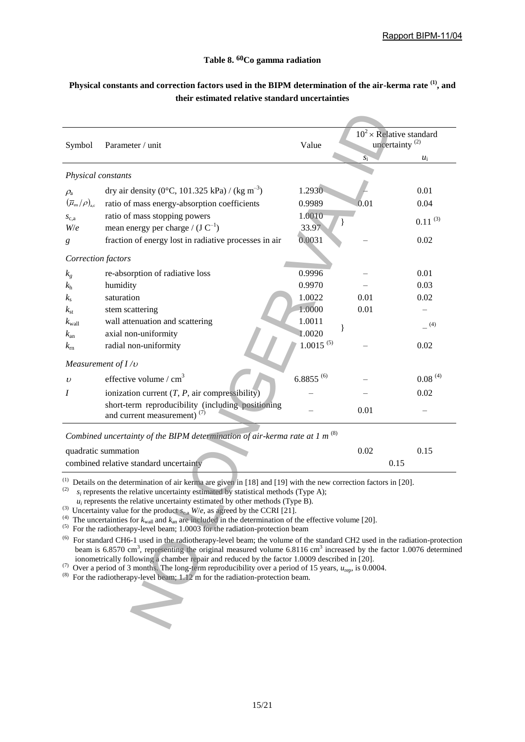**Table 8. $^{60}$Co gamma radiation**

**Physical constants and correction factors used in the BIPM determination of the air-kerma rate [(1)], and their estimated relative standard uncertainties**

| Symbol | Parameter / unit | Value | $10^2 \times$ Relative standard uncertainty [(2)] | |
|---|---|---|---|---|
| | | | $s_i$ | $u_i$ |
| *Physical constants* | | | | |
| $\rho_a$ | dry air density (0°C, 101.325 kPa) / (kg m$^{-3}$) | 1.2930 | – | 0.01 |
| $(\bar{\mu}_{en}/\rho)_{a,c}$ | ratio of mass energy-absorption coefficients | 0.9989 | 0.01 | 0.04 |
| $s_{c,a}$ | ratio of mass stopping powers | 1.0010 | } | 0.11 [(3)] |
| $W/e$ | mean energy per charge / (J C$^{-1}$) | 33.97 | | |
| $g$ | fraction of energy lost in radiative processes in air | 0.0031 | – | 0.02 |
| *Correction factors* | | | | |
| $k_g$ | re-absorption of radiative loss | 0.9996 | – | 0.01 |
| $k_h$ | humidity | 0.9970 | – | 0.03 |
| $k_s$ | saturation | 1.0022 | 0.01 | 0.02 |
| $k_{st}$ | stem scattering | 1.0000 | 0.01 | – |
| $k_{wall}$ | wall attenuation and scattering | 1.0011 | } | – [(4)] |
| $k_{an}$ | axial non-uniformity | 1.0020 | | |
| $k_{rn}$ | radial non-uniformity | 1.0015 [(5)] | – | 0.02 |
| *Measurement of $I/\upsilon$* | | | | |
| $\upsilon$ | effective volume / cm$^3$ | 6.8855 [(6)] | – | 0.08 [(4)] |
| $I$ | ionization current ($T$, $P$, air compressibility) | – | – | 0.02 |
| | short-term reproducibility (including positioning and current measurement) [(7)] | – | 0.01 | – |
| *Combined uncertainty of the BIPM determination of air-kerma rate at 1 m* [(8)] | | | | |
| quadratic summation | | | 0.02 | 0.15 |
| combined relative standard uncertainty | | | 0.15 | |

(1) Details on the determination of air kerma are given in [18] and [19] with the new correction factors in [20].

(2) $s_i$ represents the relative uncertainty estimated by statistical methods (Type A);
$u_i$ represents the relative uncertainty estimated by other methods (Type B).

(3) Uncertainty value for the product $s_{c,a}$ $W/e$, as agreed by the CCRI [21].

(4) The uncertainties for $k_{wall}$ and $k_{an}$ are included in the determination of the effective volume [20].

(5) For the radiotherapy-level beam; 1.0003 for the radiation-protection beam

(6) For standard CH6-1 used in the radiotherapy-level beam; the volume of the standard CH2 used in the radiation-protection beam is 6.8570 cm$^3$, representing the original measured volume 6.8116 cm$^3$ increased by the factor 1.0076 determined ionometrically following a chamber repair and reduced by the factor 1.0009 described in [20].

(7) Over a period of 3 months. The long-term reproducibility over a period of 15 years, $u_{rep}$, is 0.0004.

(8) For the radiotherapy-level beam; 1.12 m for the radiation-protection beam.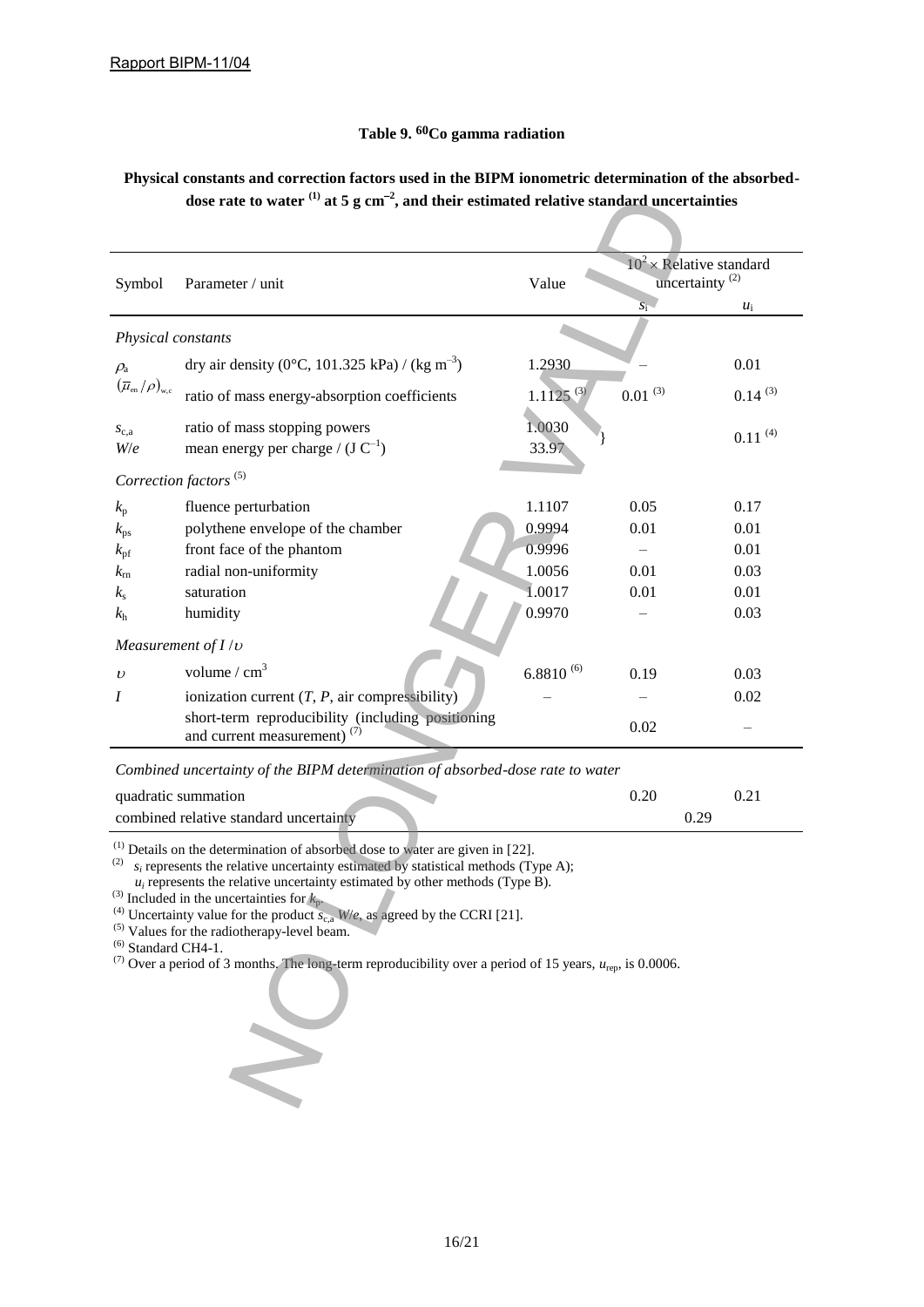**Table 9. $^{60}$Co gamma radiation**

**Physical constants and correction factors used in the BIPM ionometric determination of the absorbed-dose rate to water [(1)] at 5 g cm$^{-2}$, and their estimated relative standard uncertainties**

| Symbol | Parameter / unit | Value | $10^2 \times$ Relative standard uncertainty [(2)] | |
|---|---|---|---|---|
| | | | $s_i$ | $u_i$ |
| *Physical constants* | | | | |
| $\rho_a$ | dry air density (0°C, 101.325 kPa) / (kg m$^{-3}$) | 1.2930 | – | 0.01 |
| $(\overline{\mu}_{en}/\rho)_{w,c}$ | ratio of mass energy-absorption coefficients | 1.1125 [(3)] | 0.01 [(3)] | 0.14 [(3)] |
| $s_{c,a}$ | ratio of mass stopping powers | 1.0030 | } | 0.11 [(4)] |
| $W/e$ | mean energy per charge / (J C$^{-1}$) | 33.97 | | |
| *Correction factors* [(5)] | | | | |
| $k_p$ | fluence perturbation | 1.1107 | 0.05 | 0.17 |
| $k_{ps}$ | polythene envelope of the chamber | 0.9994 | 0.01 | 0.01 |
| $k_{pf}$ | front face of the phantom | 0.9996 | – | 0.01 |
| $k_{rn}$ | radial non-uniformity | 1.0056 | 0.01 | 0.03 |
| $k_s$ | saturation | 1.0017 | 0.01 | 0.01 |
| $k_h$ | humidity | 0.9970 | – | 0.03 |
| *Measurement of* $I/\upsilon$ | | | | |
| $\upsilon$ | volume / cm$^3$ | 6.8810 [(6)] | 0.19 | 0.03 |
| $I$ | ionization current ($T$, $P$, air compressibility) | – | – | 0.02 |
| | short-term reproducibility (including positioning and current measurement) [(7)] | | 0.02 | – |
| *Combined uncertainty of the BIPM determination of absorbed-dose rate to water* | | | | |
| quadratic summation | | | 0.20 | 0.21 |
| combined relative standard uncertainty | | | 0.29 | |

[(1)] Details on the determination of absorbed dose to water are given in [22].
[(2)] $s_i$ represents the relative uncertainty estimated by statistical methods (Type A); $u_i$ represents the relative uncertainty estimated by other methods (Type B).
[(3)] Included in the uncertainties for $k_p$.
[(4)] Uncertainty value for the product $s_{c,a}$ $W/e$, as agreed by the CCRI [21].
[(5)] Values for the radiotherapy-level beam.
[(6)] Standard CH4-1.
[(7)] Over a period of 3 months. The long-term reproducibility over a period of 15 years, $u_{rep}$, is 0.0006.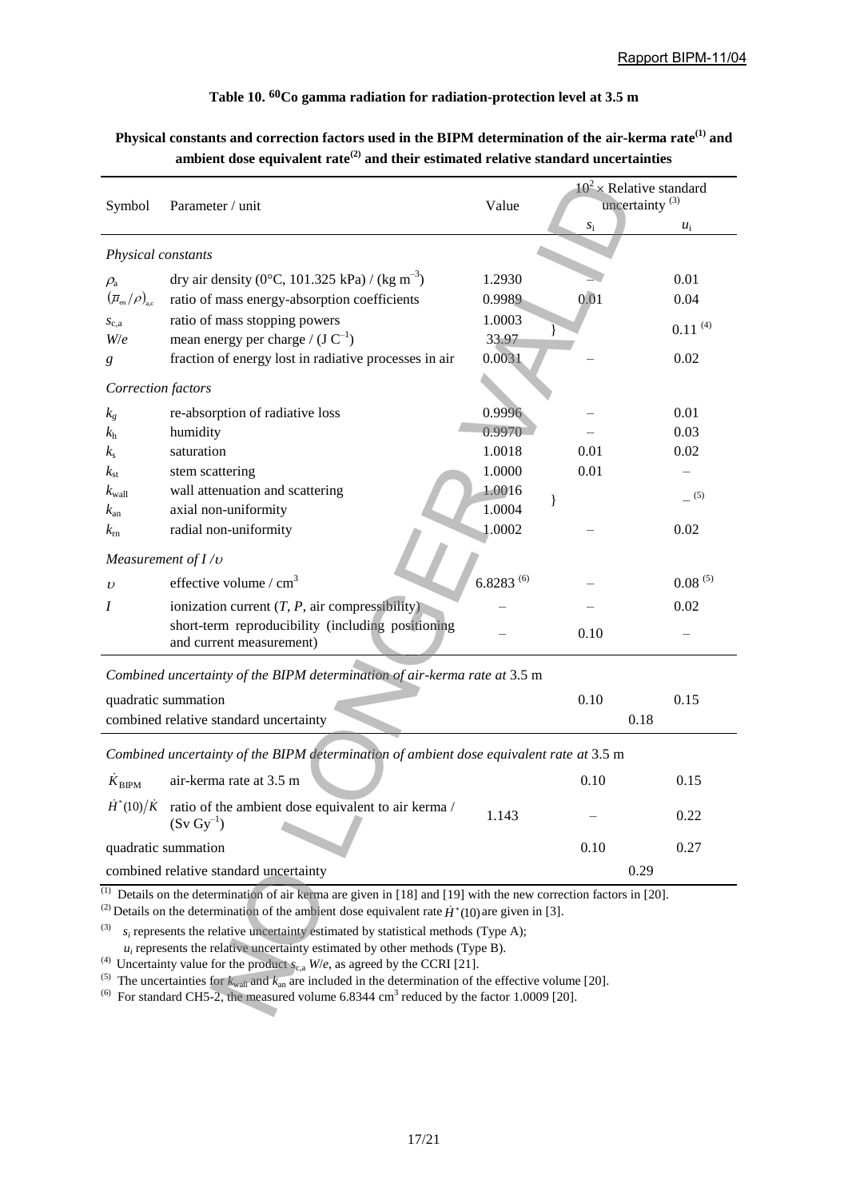**Table 10. $^{60}$Co gamma radiation for radiation-protection level at 3.5 m**

**Physical constants and correction factors used in the BIPM determination of the air-kerma rate[(1)] and ambient dose equivalent rate[(2)] and their estimated relative standard uncertainties**

| Symbol | Parameter / unit | Value | $10^2 \times$ Relative standard uncertainty [(3)] $s_i$ | $u_i$ |
|---|---|---|---|---|
| *Physical constants* | | | | |
| $\rho_a$ | dry air density (0°C, 101.325 kPa) / (kg m$^{-3}$) | 1.2930 | – | 0.01 |
| $(\bar{\mu}_{en}/\rho)_{a,c}$ | ratio of mass energy-absorption coefficients | 0.9989 | 0.01 | 0.04 |
| $s_{c,a}$ | ratio of mass stopping powers | 1.0003 | } | 0.11 [(4)] |
| $W/e$ | mean energy per charge / (J C$^{-1}$) | 33.97 | | |
| $g$ | fraction of energy lost in radiative processes in air | 0.0031 | – | 0.02 |
| *Correction factors* | | | | |
| $k_g$ | re-absorption of radiative loss | 0.9996 | – | 0.01 |
| $k_h$ | humidity | 0.9970 | – | 0.03 |
| $k_s$ | saturation | 1.0018 | 0.01 | 0.02 |
| $k_{st}$ | stem scattering | 1.0000 | 0.01 | – |
| $k_{wall}$ | wall attenuation and scattering | 1.0016 | } | – [(5)] |
| $k_{an}$ | axial non-uniformity | 1.0004 | | |
| $k_{rn}$ | radial non-uniformity | 1.0002 | – | 0.02 |
| *Measurement of $I/\upsilon$* | | | | |
| $\upsilon$ | effective volume / cm$^3$ | 6.8283 [(6)] | – | 0.08 [(5)] |
| $I$ | ionization current ($T$, $P$, air compressibility) | – | – | 0.02 |
| | short-term reproducibility (including positioning and current measurement) | – | 0.10 | – |
| *Combined uncertainty of the BIPM determination of air-kerma rate at* 3.5 m | | | | |
| quadratic summation | | | 0.10 | 0.15 |
| combined relative standard uncertainty | | | 0.18 | |
| *Combined uncertainty of the BIPM determination of ambient dose equivalent rate at* 3.5 m | | | | |
| $\dot{K}_{BIPM}$ | air-kerma rate at 3.5 m | | 0.10 | 0.15 |
| $\dot{H}^*(10)/\dot{K}$ | ratio of the ambient dose equivalent to air kerma / (Sv Gy$^{-1}$) | 1.143 | – | 0.22 |
| quadratic summation | | | 0.10 | 0.27 |
| combined relative standard uncertainty | | | 0.29 | |

(1) Details on the determination of air kerma are given in [18] and [19] with the new correction factors in [20].

(2) Details on the determination of the ambient dose equivalent rate $\dot{H}^*(10)$ are given in [3].

(3) $s_i$ represents the relative uncertainty estimated by statistical methods (Type A);
$u_i$ represents the relative uncertainty estimated by other methods (Type B).

(4) Uncertainty value for the product $s_{c,a}$ $W/e$, as agreed by the CCRI [21].

(5) The uncertainties for $k_{wall}$ and $k_{an}$ are included in the determination of the effective volume [20].

(6) For standard CH5-2, the measured volume 6.8344 cm$^3$ reduced by the factor 1.0009 [20].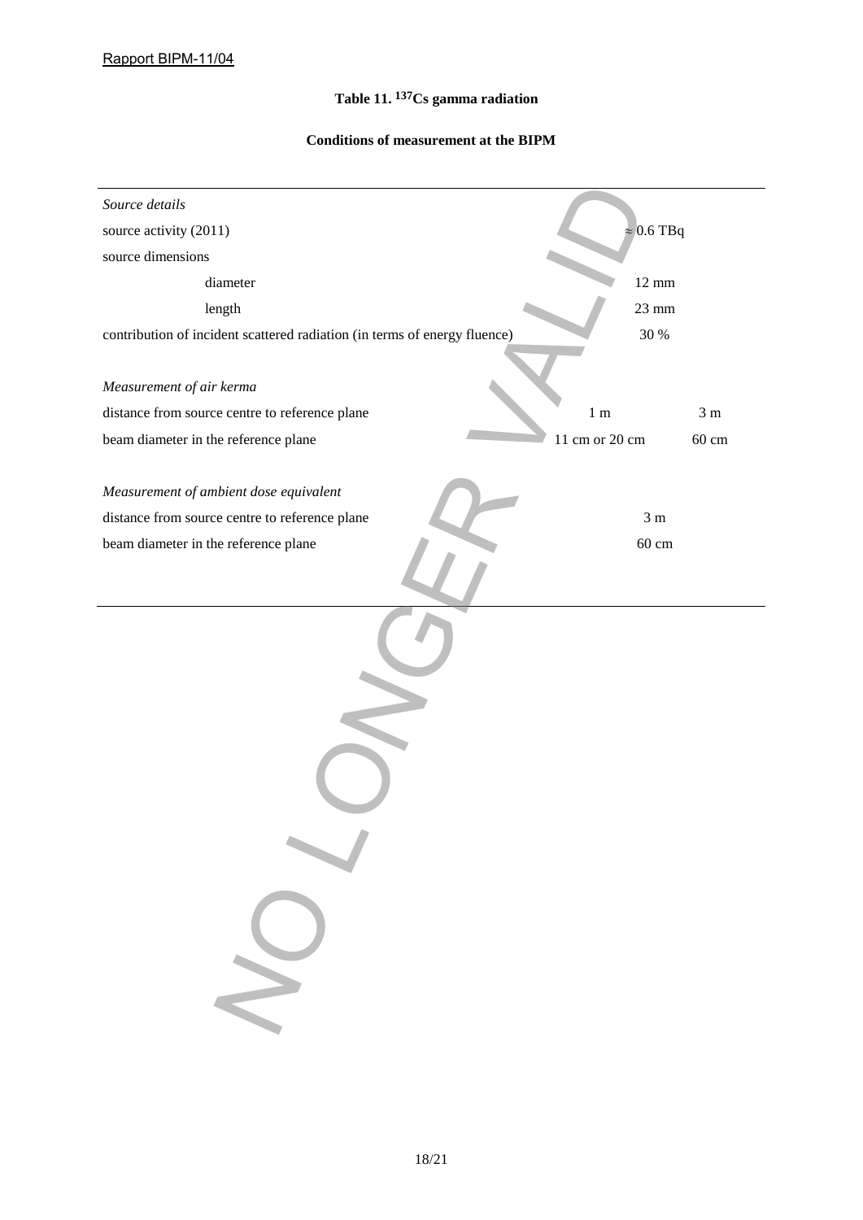**Table 11. $^{137}Cs$ gamma radiation**

**Conditions of measurement at the BIPM**

| | | |
|---|---|---|
| *Source details* | | |
| source activity (2011) | ≈ 0.6 TBq | |
| source dimensions | | |
| diameter | 12 mm | |
| length | 23 mm | |
| contribution of incident scattered radiation (in terms of energy fluence) | 30 % | |
| | | |
| *Measurement of air kerma* | | |
| distance from source centre to reference plane | 1 m | 3 m |
| beam diameter in the reference plane | 11 cm or 20 cm | 60 cm |
| | | |
| *Measurement of ambient dose equivalent* | | |
| distance from source centre to reference plane | 3 m | |
| beam diameter in the reference plane | 60 cm | |

NO LONGER VALID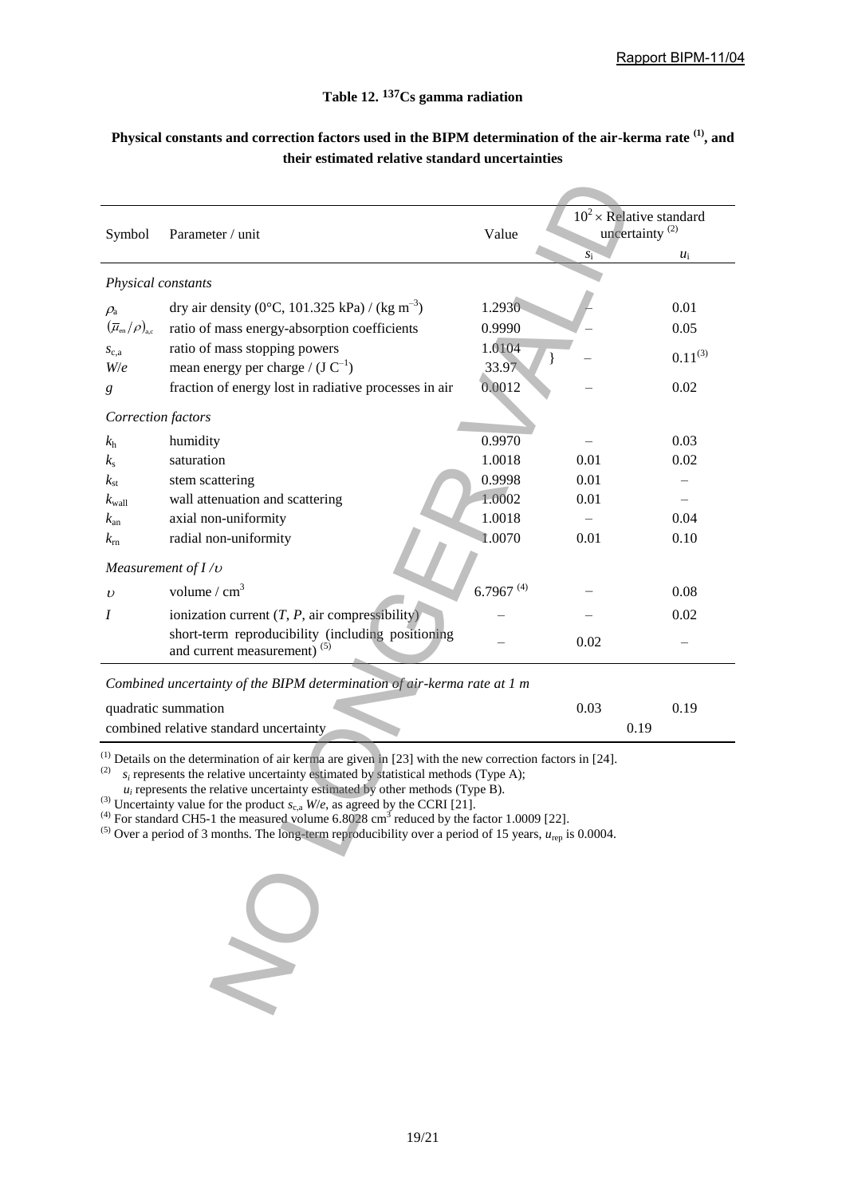**Table 12. $^{137}$Cs gamma radiation**

**Physical constants and correction factors used in the BIPM determination of the air-kerma rate [(1)], and their estimated relative standard uncertainties**

| Symbol | Parameter / unit | Value | $10^2 \times$ Relative standard uncertainty [(2)] | |
|---|---|---|---|---|
| | | | $s_i$ | $u_i$ |
| *Physical constants* | | | | |
| $\rho_a$ | dry air density (0°C, 101.325 kPa) / (kg m$^{-3}$) | 1.2930 | – | 0.01 |
| $(\bar{\mu}_{en}/\rho)_{a,c}$ | ratio of mass energy-absorption coefficients | 0.9990 | – | 0.05 |
| $s_{c,a}$ | ratio of mass stopping powers | 1.0104 } | – | 0.11[(3)] |
| $W/e$ | mean energy per charge / (J C$^{-1}$) | 33.97 | | |
| $g$ | fraction of energy lost in radiative processes in air | 0.0012 | – | 0.02 |
| *Correction factors* | | | | |
| $k_h$ | humidity | 0.9970 | – | 0.03 |
| $k_s$ | saturation | 1.0018 | 0.01 | 0.02 |
| $k_{st}$ | stem scattering | 0.9998 | 0.01 | – |
| $k_{wall}$ | wall attenuation and scattering | 1.0002 | 0.01 | – |
| $k_{an}$ | axial non-uniformity | 1.0018 | – | 0.04 |
| $k_{rn}$ | radial non-uniformity | 1.0070 | 0.01 | 0.10 |
| *Measurement of $I/\upsilon$* | | | | |
| $\upsilon$ | volume / cm$^3$ | 6.7967 [(4)] | – | 0.08 |
| $I$ | ionization current ($T$, $P$, air compressibility) | – | – | 0.02 |
| | short-term reproducibility (including positioning and current measurement) [(5)] | – | 0.02 | – |
| *Combined uncertainty of the BIPM determination of air-kerma rate at 1 m* | | | | |
| quadratic summation | | | 0.03 | 0.19 |
| combined relative standard uncertainty | | | 0.19 | |

(1) Details on the determination of air kerma are given in [23] with the new correction factors in [24].

(2) $s_i$ represents the relative uncertainty estimated by statistical methods (Type A);
$u_i$ represents the relative uncertainty estimated by other methods (Type B).

(3) Uncertainty value for the product $s_{c,a}\ W/e$, as agreed by the CCRI [21].

(4) For standard CH5-1 the measured volume 6.8028 cm$^3$ reduced by the factor 1.0009 [22].

(5) Over a period of 3 months. The long-term reproducibility over a period of 15 years, $u_{rep}$ is 0.0004.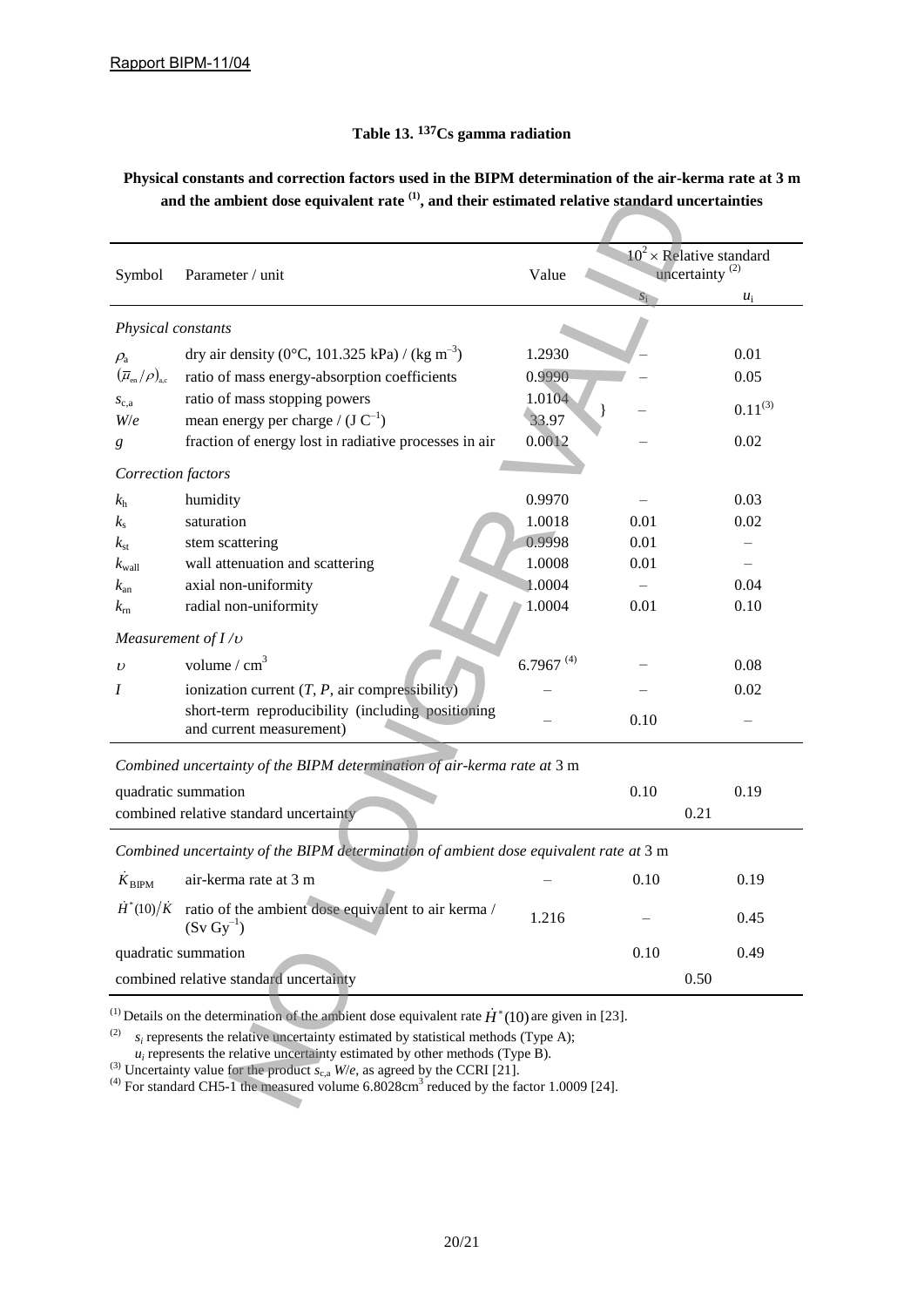Rapport BIPM-11/04

**Table 13. $^{137}$Cs gamma radiation**

**Physical constants and correction factors used in the BIPM determination of the air-kerma rate at 3 m and the ambient dose equivalent rate [(1)], and their estimated relative standard uncertainties**

| Symbol | Parameter / unit | Value | $10^2 \times$ Relative standard uncertainty [(2)] $s_i$ | $u_i$ |
|---|---|---|---|---|
| *Physical constants* | | | | |
| $\rho_a$ | dry air density (0°C, 101.325 kPa) / (kg m$^{-3}$) | 1.2930 | – | 0.01 |
| $(\bar{\mu}_{en}/\rho)_{a,c}$ | ratio of mass energy-absorption coefficients | 0.9990 | – | 0.05 |
| $s_{c,a}$ | ratio of mass stopping powers | 1.0104 | } – | $0.11^{(3)}$ |
| $W/e$ | mean energy per charge / (J C$^{-1}$) | 33.97 | | |
| $g$ | fraction of energy lost in radiative processes in air | 0.0012 | – | 0.02 |
| *Correction factors* | | | | |
| $k_h$ | humidity | 0.9970 | – | 0.03 |
| $k_s$ | saturation | 1.0018 | 0.01 | 0.02 |
| $k_{st}$ | stem scattering | 0.9998 | 0.01 | – |
| $k_{wall}$ | wall attenuation and scattering | 1.0008 | 0.01 | – |
| $k_{an}$ | axial non-uniformity | 1.0004 | – | 0.04 |
| $k_{rn}$ | radial non-uniformity | 1.0004 | 0.01 | 0.10 |
| *Measurement of $I/\upsilon$* | | | | |
| $\upsilon$ | volume / cm$^3$ | 6.7967 [(4)] | – | 0.08 |
| $I$ | ionization current ($T$, $P$, air compressibility) | – | – | 0.02 |
| | short-term reproducibility (including positioning and current measurement) | – | 0.10 | – |
| *Combined uncertainty of the BIPM determination of air-kerma rate at* 3 m | | | | |
| quadratic summation | | | 0.10 | 0.19 |
| combined relative standard uncertainty | | | 0.21 | |
| *Combined uncertainty of the BIPM determination of ambient dose equivalent rate at* 3 m | | | | |
| $\dot{K}_{BIPM}$ | air-kerma rate at 3 m | – | 0.10 | 0.19 |
| $\dot{H}^*(10)/\dot{K}$ | ratio of the ambient dose equivalent to air kerma / (Sv Gy$^{-1}$) | 1.216 | – | 0.45 |
| quadratic summation | | | 0.10 | 0.49 |
| combined relative standard uncertainty | | | 0.50 | |

(1) Details on the determination of the ambient dose equivalent rate $\dot{H}^*(10)$ are given in [23].

(2) $s_i$ represents the relative uncertainty estimated by statistical methods (Type A);
$u_i$ represents the relative uncertainty estimated by other methods (Type B).

(3) Uncertainty value for the product $s_{c,a}$ $W/e$, as agreed by the CCRI [21].

(4) For standard CH5-1 the measured volume 6.8028cm$^3$ reduced by the factor 1.0009 [24].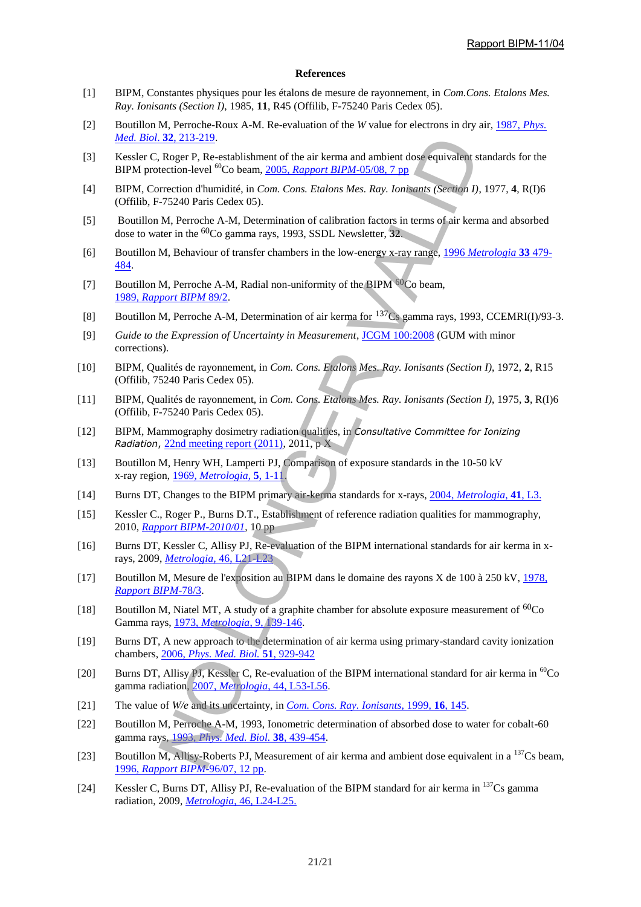**References**

[1] BIPM, Constantes physiques pour les étalons de mesure de rayonnement, in *Com.Cons. Etalons Mes. Ray. Ionisants (Section I)*, 1985, **11**, R45 (Offilib, F-75240 Paris Cedex 05).

[2] Boutillon M, Perroche-Roux A-M. Re-evaluation of the *W* value for electrons in dry air, 1987, *Phys. Med. Biol.* **32**, 213-219.

[3] Kessler C, Roger P, Re-establishment of the air kerma and ambient dose equivalent standards for the BIPM protection-level $^{60}$Co beam, 2005, *Rapport BIPM*-05/08, 7 pp

[4] BIPM, Correction d'humidité, in *Com. Cons. Etalons Mes. Ray. Ionisants (Section I)*, 1977, **4**, R(I)6 (Offilib, F-75240 Paris Cedex 05).

[5] Boutillon M, Perroche A-M, Determination of calibration factors in terms of air kerma and absorbed dose to water in the $^{60}$Co gamma rays, 1993, SSDL Newsletter, **32**.

[6] Boutillon M, Behaviour of transfer chambers in the low-energy x-ray range, 1996 *Metrologia* **33** 479-484.

[7] Boutillon M, Perroche A-M, Radial non-uniformity of the BIPM $^{60}$Co beam, 1989, *Rapport BIPM* 89/2.

[8] Boutillon M, Perroche A-M, Determination of air kerma for $^{137}$Cs gamma rays, 1993, CCEMRI(I)/93-3.

[9] *Guide to the Expression of Uncertainty in Measurement*, JCGM 100:2008 (GUM with minor corrections).

[10] BIPM, Qualités de rayonnement, in *Com. Cons. Etalons Mes. Ray. Ionisants (Section I)*, 1972, **2**, R15 (Offilib, 75240 Paris Cedex 05).

[11] BIPM, Qualités de rayonnement, in *Com. Cons. Etalons Mes. Ray. Ionisants (Section I)*, 1975, **3**, R(I)6 (Offilib, F-75240 Paris Cedex 05).

[12] BIPM, Mammography dosimetry radiation qualities, in *Consultative Committee for Ionizing Radiation*, 22nd meeting report (2011), 2011, p X

[13] Boutillon M, Henry WH, Lamperti PJ, Comparison of exposure standards in the 10-50 kV x-ray region, 1969, *Metrologia*, **5**, 1-11.

[14] Burns DT, Changes to the BIPM primary air-kerma standards for x-rays, 2004, *Metrologia*, **41**, L3.

[15] Kessler C., Roger P., Burns D.T., Establishment of reference radiation qualities for mammography, 2010, *Rapport BIPM-2010/01*, 10 pp

[16] Burns DT, Kessler C, Allisy PJ, Re-evaluation of the BIPM international standards for air kerma in x-rays, 2009, *Metrologia*, 46, L21-L23

[17] Boutillon M, Mesure de l'exposition au BIPM dans le domaine des rayons X de 100 à 250 kV, 1978, *Rapport BIPM*-78/3.

[18] Boutillon M, Niatel MT, A study of a graphite chamber for absolute exposure measurement of $^{60}$Co Gamma rays, 1973, *Metrologia*, 9, 139-146.

[19] Burns DT, A new approach to the determination of air kerma using primary-standard cavity ionization chambers, 2006, *Phys. Med. Biol.* **51**, 929-942

[20] Burns DT, Allisy PJ, Kessler C, Re-evaluation of the BIPM international standard for air kerma in $^{60}$Co gamma radiation, 2007, *Metrologia*, 44, L53-L56.

[21] The value of *W/e* and its uncertainty, in *Com. Cons. Ray. Ionisants*, 1999, **16**, 145.

[22] Boutillon M, Perroche A-M, 1993, Ionometric determination of absorbed dose to water for cobalt-60 gamma rays, 1993, *Phys. Med. Biol.* **38**, 439-454.

[23] Boutillon M, Allisy-Roberts PJ, Measurement of air kerma and ambient dose equivalent in a $^{137}$Cs beam, 1996, *Rapport BIPM*-96/07, 12 pp.

[24] Kessler C, Burns DT, Allisy PJ, Re-evaluation of the BIPM standard for air kerma in $^{137}$Cs gamma radiation, 2009, *Metrologia*, 46, L24-L25.